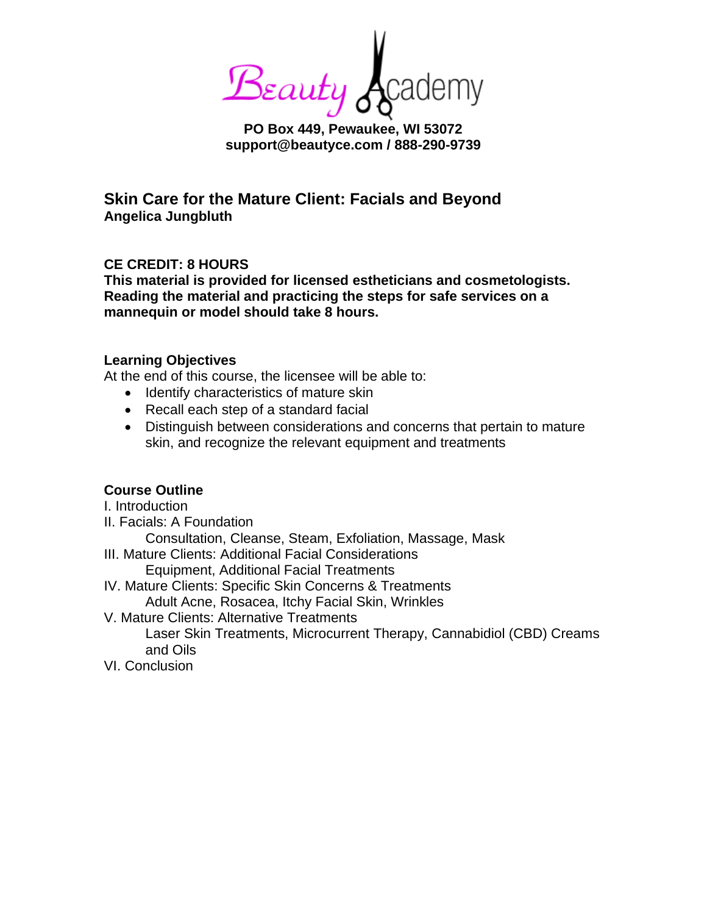Beauty Academy

**PO Box 449, Pewaukee, WI 53072**
**support@beautyce.com / 888-290-9739**

# Skin Care for the Mature Client: Facials and Beyond

**Angelica Jungbluth**

**CE CREDIT: 8 HOURS**
**This material is provided for licensed estheticians and cosmetologists. Reading the material and practicing the steps for safe services on a mannequin or model should take 8 hours.**

**Learning Objectives**

At the end of this course, the licensee will be able to:

- Identify characteristics of mature skin
- Recall each step of a standard facial
- Distinguish between considerations and concerns that pertain to mature skin, and recognize the relevant equipment and treatments

**Course Outline**

I. Introduction

II. Facials: A Foundation
    Consultation, Cleanse, Steam, Exfoliation, Massage, Mask

III. Mature Clients: Additional Facial Considerations
    Equipment, Additional Facial Treatments

IV. Mature Clients: Specific Skin Concerns & Treatments
    Adult Acne, Rosacea, Itchy Facial Skin, Wrinkles

V. Mature Clients: Alternative Treatments
    Laser Skin Treatments, Microcurrent Therapy, Cannabidiol (CBD) Creams and Oils

VI. Conclusion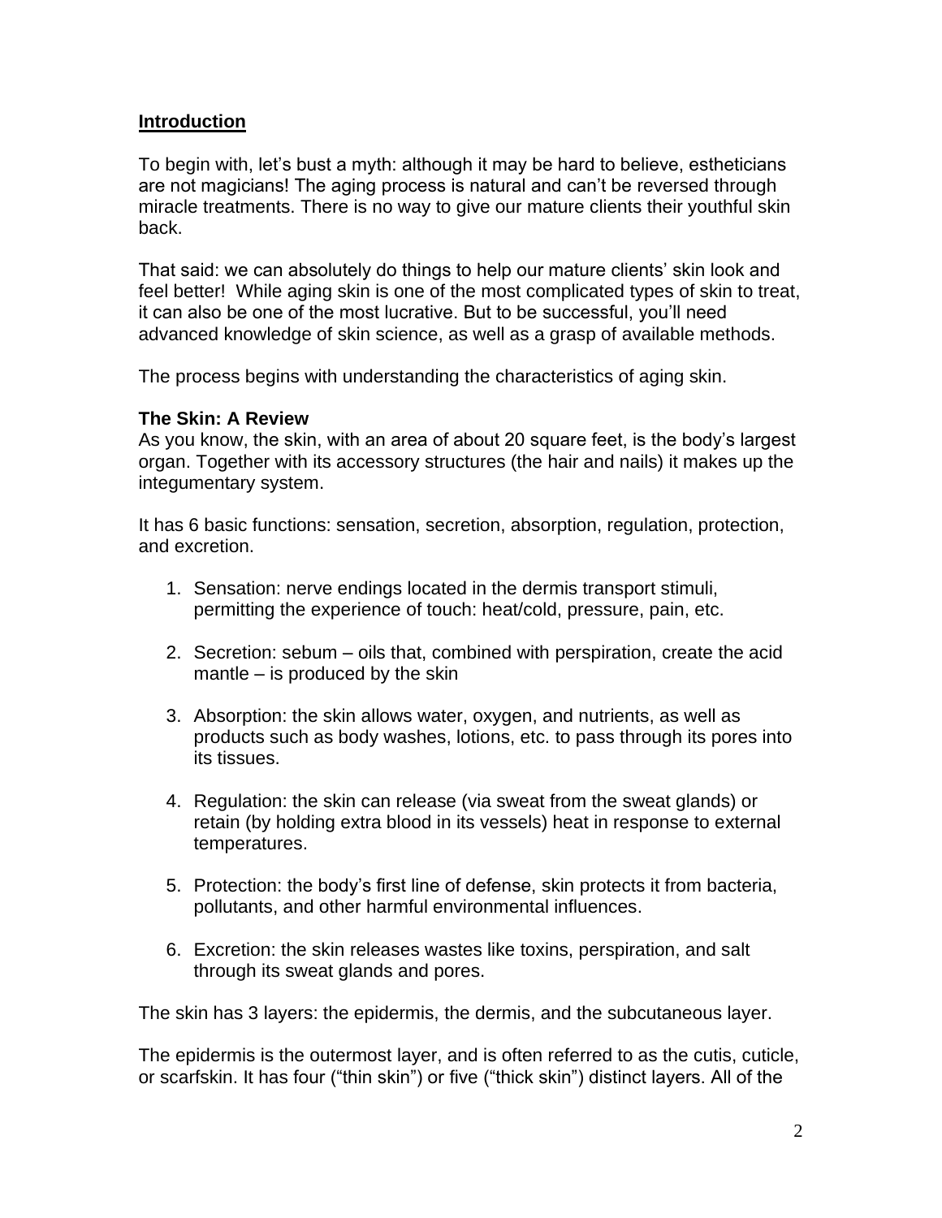## Introduction

To begin with, let's bust a myth: although it may be hard to believe, estheticians are not magicians! The aging process is natural and can't be reversed through miracle treatments. There is no way to give our mature clients their youthful skin back.

That said: we can absolutely do things to help our mature clients' skin look and feel better! While aging skin is one of the most complicated types of skin to treat, it can also be one of the most lucrative. But to be successful, you'll need advanced knowledge of skin science, as well as a grasp of available methods.

The process begins with understanding the characteristics of aging skin.

### The Skin: A Review

As you know, the skin, with an area of about 20 square feet, is the body's largest organ. Together with its accessory structures (the hair and nails) it makes up the integumentary system.

It has 6 basic functions: sensation, secretion, absorption, regulation, protection, and excretion.

1. Sensation: nerve endings located in the dermis transport stimuli, permitting the experience of touch: heat/cold, pressure, pain, etc.

2. Secretion: sebum – oils that, combined with perspiration, create the acid mantle – is produced by the skin

3. Absorption: the skin allows water, oxygen, and nutrients, as well as products such as body washes, lotions, etc. to pass through its pores into its tissues.

4. Regulation: the skin can release (via sweat from the sweat glands) or retain (by holding extra blood in its vessels) heat in response to external temperatures.

5. Protection: the body's first line of defense, skin protects it from bacteria, pollutants, and other harmful environmental influences.

6. Excretion: the skin releases wastes like toxins, perspiration, and salt through its sweat glands and pores.

The skin has 3 layers: the epidermis, the dermis, and the subcutaneous layer.

The epidermis is the outermost layer, and is often referred to as the cutis, cuticle, or scarfskin. It has four ("thin skin") or five ("thick skin") distinct layers. All of the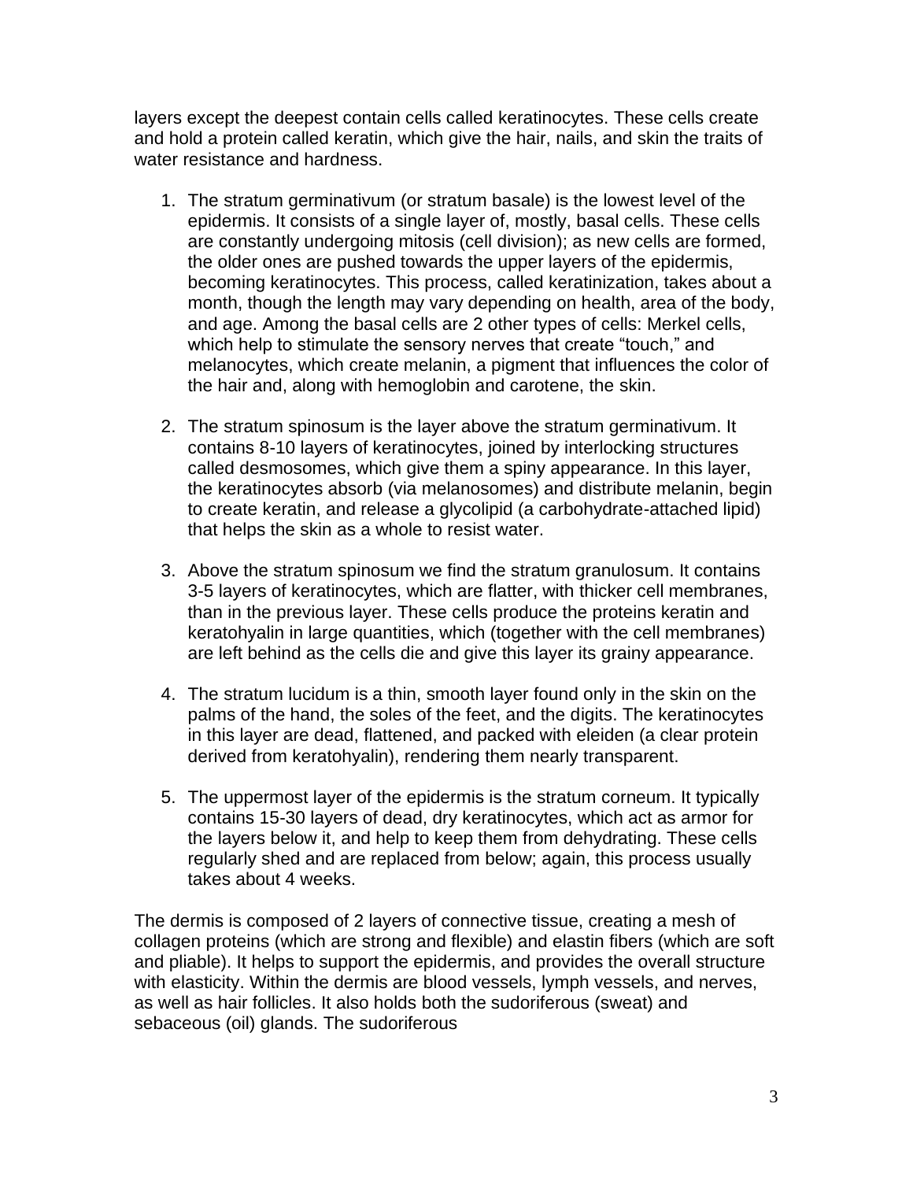layers except the deepest contain cells called keratinocytes. These cells create and hold a protein called keratin, which give the hair, nails, and skin the traits of water resistance and hardness.

1. The stratum germinativum (or stratum basale) is the lowest level of the epidermis. It consists of a single layer of, mostly, basal cells. These cells are constantly undergoing mitosis (cell division); as new cells are formed, the older ones are pushed towards the upper layers of the epidermis, becoming keratinocytes. This process, called keratinization, takes about a month, though the length may vary depending on health, area of the body, and age. Among the basal cells are 2 other types of cells: Merkel cells, which help to stimulate the sensory nerves that create "touch," and melanocytes, which create melanin, a pigment that influences the color of the hair and, along with hemoglobin and carotene, the skin.

2. The stratum spinosum is the layer above the stratum germinativum. It contains 8-10 layers of keratinocytes, joined by interlocking structures called desmosomes, which give them a spiny appearance. In this layer, the keratinocytes absorb (via melanosomes) and distribute melanin, begin to create keratin, and release a glycolipid (a carbohydrate-attached lipid) that helps the skin as a whole to resist water.

3. Above the stratum spinosum we find the stratum granulosum. It contains 3-5 layers of keratinocytes, which are flatter, with thicker cell membranes, than in the previous layer. These cells produce the proteins keratin and keratohyalin in large quantities, which (together with the cell membranes) are left behind as the cells die and give this layer its grainy appearance.

4. The stratum lucidum is a thin, smooth layer found only in the skin on the palms of the hand, the soles of the feet, and the digits. The keratinocytes in this layer are dead, flattened, and packed with eleiden (a clear protein derived from keratohyalin), rendering them nearly transparent.

5. The uppermost layer of the epidermis is the stratum corneum. It typically contains 15-30 layers of dead, dry keratinocytes, which act as armor for the layers below it, and help to keep them from dehydrating. These cells regularly shed and are replaced from below; again, this process usually takes about 4 weeks.

The dermis is composed of 2 layers of connective tissue, creating a mesh of collagen proteins (which are strong and flexible) and elastin fibers (which are soft and pliable). It helps to support the epidermis, and provides the overall structure with elasticity. Within the dermis are blood vessels, lymph vessels, and nerves, as well as hair follicles. It also holds both the sudoriferous (sweat) and sebaceous (oil) glands. The sudoriferous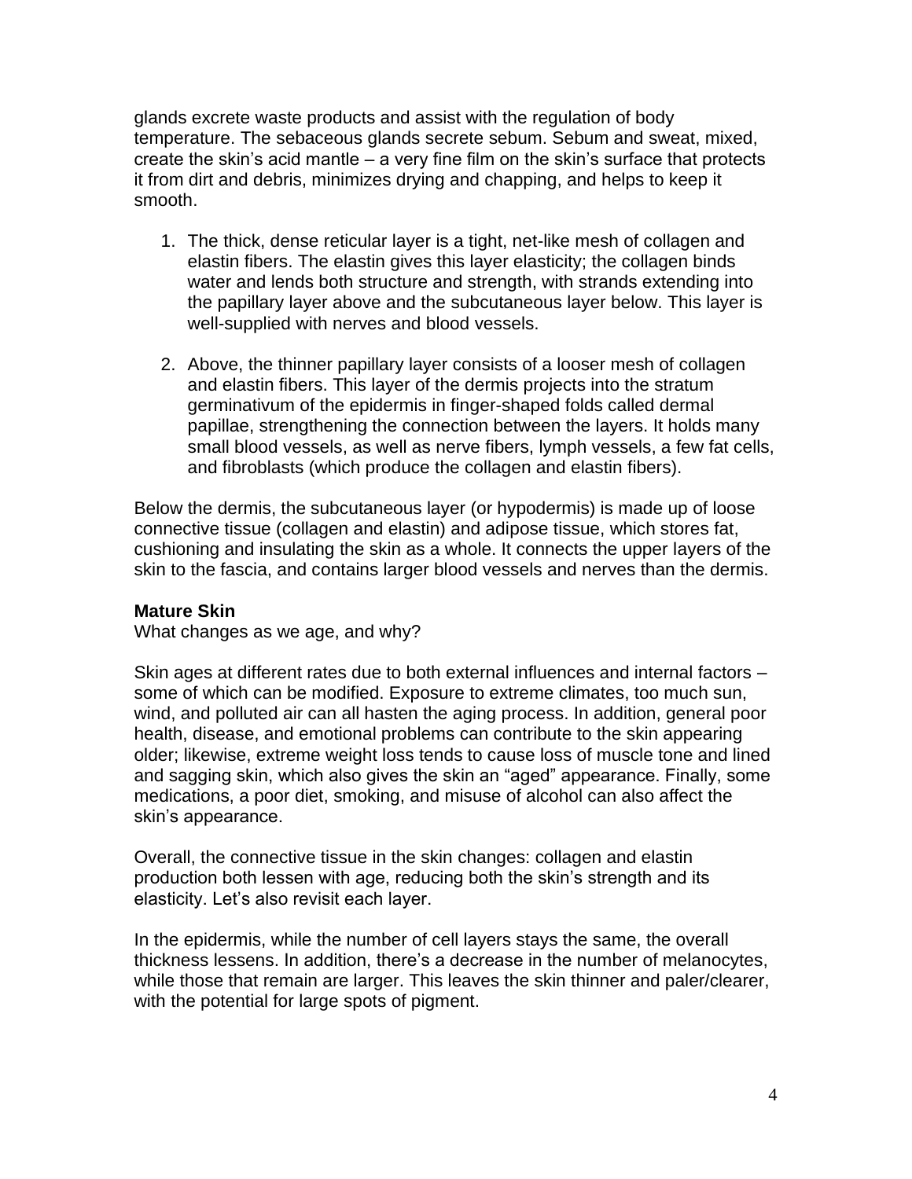glands excrete waste products and assist with the regulation of body temperature. The sebaceous glands secrete sebum. Sebum and sweat, mixed, create the skin's acid mantle – a very fine film on the skin's surface that protects it from dirt and debris, minimizes drying and chapping, and helps to keep it smooth.

1. The thick, dense reticular layer is a tight, net-like mesh of collagen and elastin fibers. The elastin gives this layer elasticity; the collagen binds water and lends both structure and strength, with strands extending into the papillary layer above and the subcutaneous layer below. This layer is well-supplied with nerves and blood vessels.

2. Above, the thinner papillary layer consists of a looser mesh of collagen and elastin fibers. This layer of the dermis projects into the stratum germinativum of the epidermis in finger-shaped folds called dermal papillae, strengthening the connection between the layers. It holds many small blood vessels, as well as nerve fibers, lymph vessels, a few fat cells, and fibroblasts (which produce the collagen and elastin fibers).

Below the dermis, the subcutaneous layer (or hypodermis) is made up of loose connective tissue (collagen and elastin) and adipose tissue, which stores fat, cushioning and insulating the skin as a whole. It connects the upper layers of the skin to the fascia, and contains larger blood vessels and nerves than the dermis.

**Mature Skin**

What changes as we age, and why?

Skin ages at different rates due to both external influences and internal factors – some of which can be modified. Exposure to extreme climates, too much sun, wind, and polluted air can all hasten the aging process. In addition, general poor health, disease, and emotional problems can contribute to the skin appearing older; likewise, extreme weight loss tends to cause loss of muscle tone and lined and sagging skin, which also gives the skin an "aged" appearance. Finally, some medications, a poor diet, smoking, and misuse of alcohol can also affect the skin's appearance.

Overall, the connective tissue in the skin changes: collagen and elastin production both lessen with age, reducing both the skin's strength and its elasticity. Let's also revisit each layer.

In the epidermis, while the number of cell layers stays the same, the overall thickness lessens. In addition, there's a decrease in the number of melanocytes, while those that remain are larger. This leaves the skin thinner and paler/clearer, with the potential for large spots of pigment.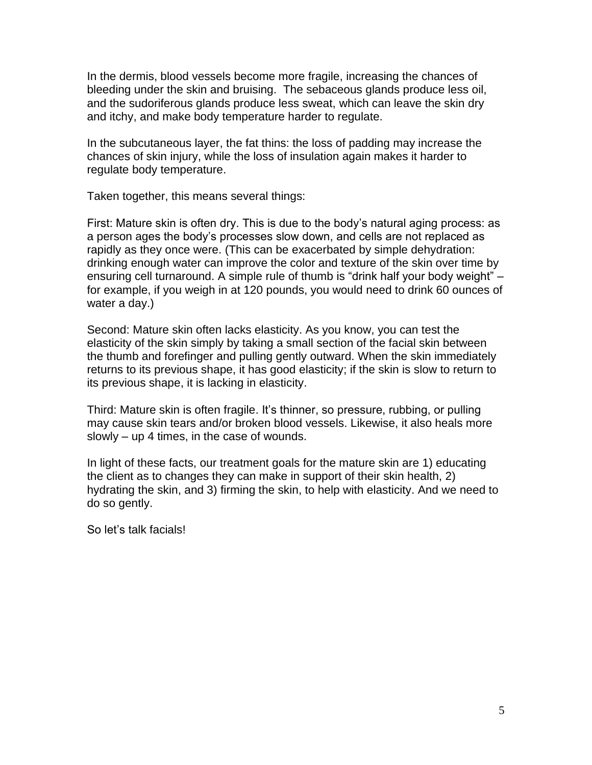In the dermis, blood vessels become more fragile, increasing the chances of bleeding under the skin and bruising.  The sebaceous glands produce less oil, and the sudoriferous glands produce less sweat, which can leave the skin dry and itchy, and make body temperature harder to regulate.

In the subcutaneous layer, the fat thins: the loss of padding may increase the chances of skin injury, while the loss of insulation again makes it harder to regulate body temperature.

Taken together, this means several things:

First: Mature skin is often dry. This is due to the body's natural aging process: as a person ages the body's processes slow down, and cells are not replaced as rapidly as they once were. (This can be exacerbated by simple dehydration: drinking enough water can improve the color and texture of the skin over time by ensuring cell turnaround. A simple rule of thumb is "drink half your body weight" – for example, if you weigh in at 120 pounds, you would need to drink 60 ounces of water a day.)

Second: Mature skin often lacks elasticity. As you know, you can test the elasticity of the skin simply by taking a small section of the facial skin between the thumb and forefinger and pulling gently outward. When the skin immediately returns to its previous shape, it has good elasticity; if the skin is slow to return to its previous shape, it is lacking in elasticity.

Third: Mature skin is often fragile. It's thinner, so pressure, rubbing, or pulling may cause skin tears and/or broken blood vessels. Likewise, it also heals more slowly – up 4 times, in the case of wounds.

In light of these facts, our treatment goals for the mature skin are 1) educating the client as to changes they can make in support of their skin health, 2) hydrating the skin, and 3) firming the skin, to help with elasticity. And we need to do so gently.

So let's talk facials!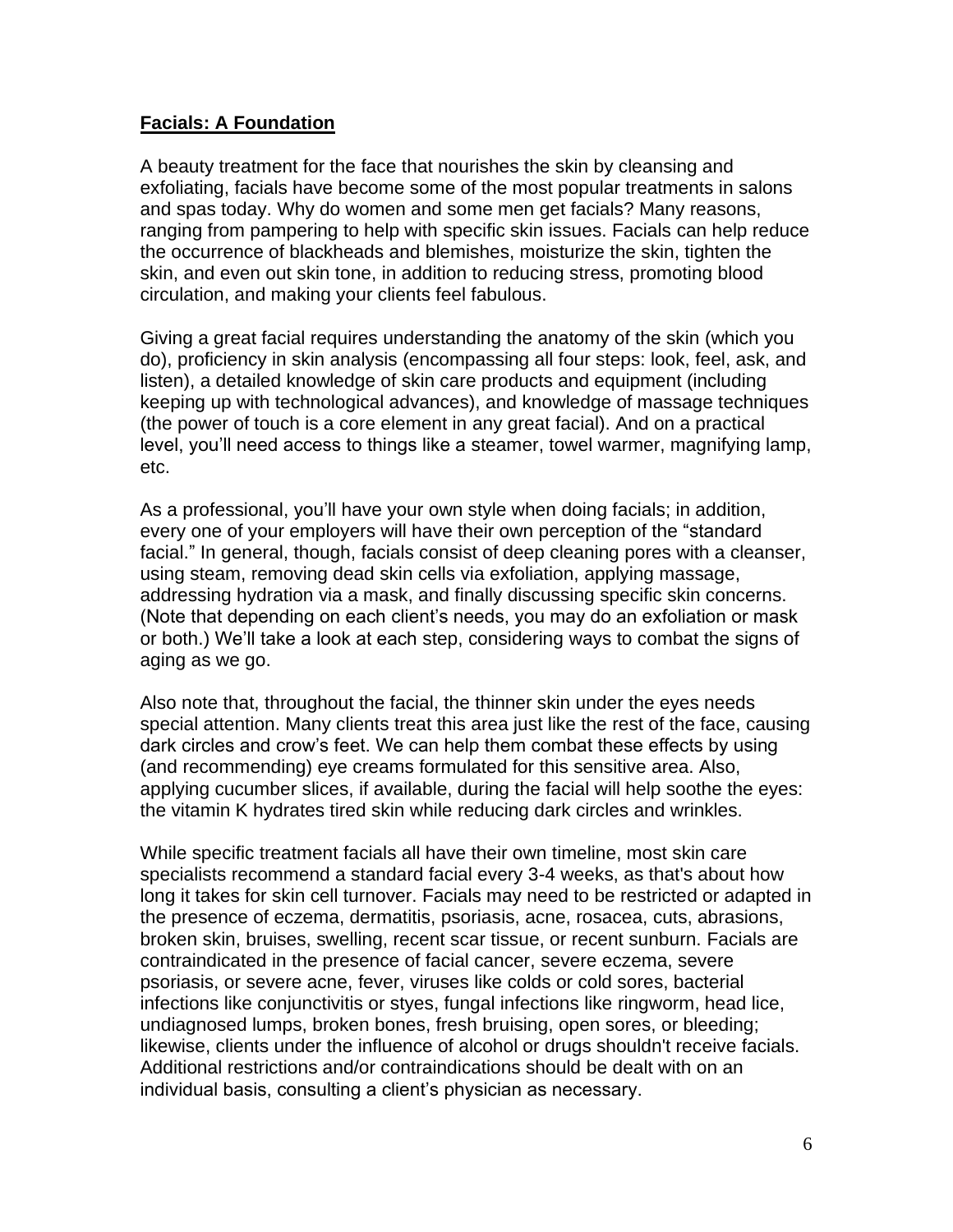## **Facials: A Foundation**

A beauty treatment for the face that nourishes the skin by cleansing and exfoliating, facials have become some of the most popular treatments in salons and spas today. Why do women and some men get facials? Many reasons, ranging from pampering to help with specific skin issues. Facials can help reduce the occurrence of blackheads and blemishes, moisturize the skin, tighten the skin, and even out skin tone, in addition to reducing stress, promoting blood circulation, and making your clients feel fabulous.

Giving a great facial requires understanding the anatomy of the skin (which you do), proficiency in skin analysis (encompassing all four steps: look, feel, ask, and listen), a detailed knowledge of skin care products and equipment (including keeping up with technological advances), and knowledge of massage techniques (the power of touch is a core element in any great facial). And on a practical level, you'll need access to things like a steamer, towel warmer, magnifying lamp, etc.

As a professional, you'll have your own style when doing facials; in addition, every one of your employers will have their own perception of the "standard facial." In general, though, facials consist of deep cleaning pores with a cleanser, using steam, removing dead skin cells via exfoliation, applying massage, addressing hydration via a mask, and finally discussing specific skin concerns. (Note that depending on each client's needs, you may do an exfoliation or mask or both.) We'll take a look at each step, considering ways to combat the signs of aging as we go.

Also note that, throughout the facial, the thinner skin under the eyes needs special attention. Many clients treat this area just like the rest of the face, causing dark circles and crow's feet. We can help them combat these effects by using (and recommending) eye creams formulated for this sensitive area. Also, applying cucumber slices, if available, during the facial will help soothe the eyes: the vitamin K hydrates tired skin while reducing dark circles and wrinkles.

While specific treatment facials all have their own timeline, most skin care specialists recommend a standard facial every 3-4 weeks, as that's about how long it takes for skin cell turnover. Facials may need to be restricted or adapted in the presence of eczema, dermatitis, psoriasis, acne, rosacea, cuts, abrasions, broken skin, bruises, swelling, recent scar tissue, or recent sunburn. Facials are contraindicated in the presence of facial cancer, severe eczema, severe psoriasis, or severe acne, fever, viruses like colds or cold sores, bacterial infections like conjunctivitis or styes, fungal infections like ringworm, head lice, undiagnosed lumps, broken bones, fresh bruising, open sores, or bleeding; likewise, clients under the influence of alcohol or drugs shouldn't receive facials. Additional restrictions and/or contraindications should be dealt with on an individual basis, consulting a client's physician as necessary.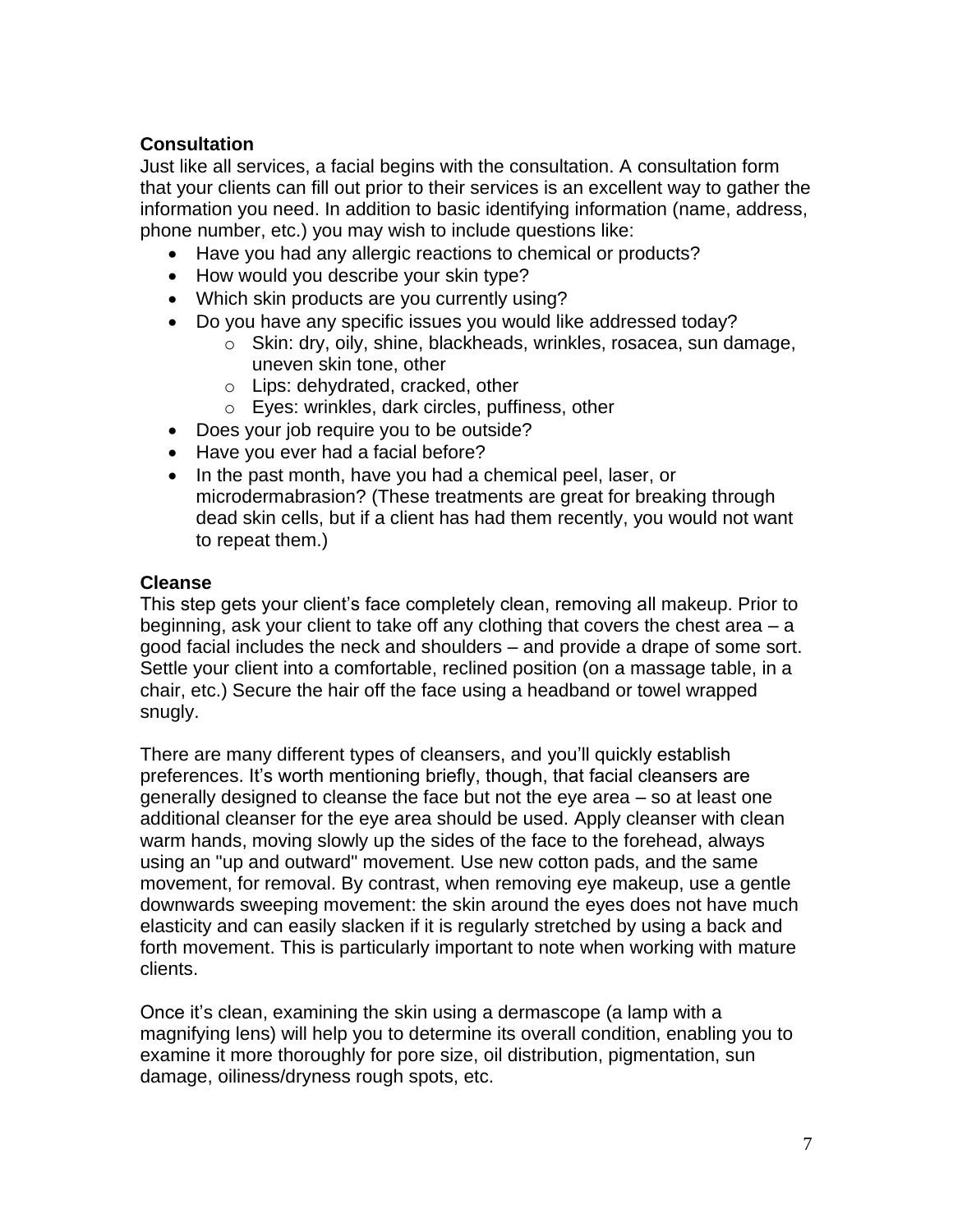### Consultation

Just like all services, a facial begins with the consultation. A consultation form that your clients can fill out prior to their services is an excellent way to gather the information you need. In addition to basic identifying information (name, address, phone number, etc.) you may wish to include questions like:

- Have you had any allergic reactions to chemical or products?
- How would you describe your skin type?
- Which skin products are you currently using?
- Do you have any specific issues you would like addressed today?
    - Skin: dry, oily, shine, blackheads, wrinkles, rosacea, sun damage, uneven skin tone, other
    - Lips: dehydrated, cracked, other
    - Eyes: wrinkles, dark circles, puffiness, other
- Does your job require you to be outside?
- Have you ever had a facial before?
- In the past month, have you had a chemical peel, laser, or microdermabrasion? (These treatments are great for breaking through dead skin cells, but if a client has had them recently, you would not want to repeat them.)

### Cleanse

This step gets your client's face completely clean, removing all makeup. Prior to beginning, ask your client to take off any clothing that covers the chest area – a good facial includes the neck and shoulders – and provide a drape of some sort. Settle your client into a comfortable, reclined position (on a massage table, in a chair, etc.) Secure the hair off the face using a headband or towel wrapped snugly.

There are many different types of cleansers, and you'll quickly establish preferences. It's worth mentioning briefly, though, that facial cleansers are generally designed to cleanse the face but not the eye area – so at least one additional cleanser for the eye area should be used. Apply cleanser with clean warm hands, moving slowly up the sides of the face to the forehead, always using an "up and outward" movement. Use new cotton pads, and the same movement, for removal. By contrast, when removing eye makeup, use a gentle downwards sweeping movement: the skin around the eyes does not have much elasticity and can easily slacken if it is regularly stretched by using a back and forth movement. This is particularly important to note when working with mature clients.

Once it's clean, examining the skin using a dermascope (a lamp with a magnifying lens) will help you to determine its overall condition, enabling you to examine it more thoroughly for pore size, oil distribution, pigmentation, sun damage, oiliness/dryness rough spots, etc.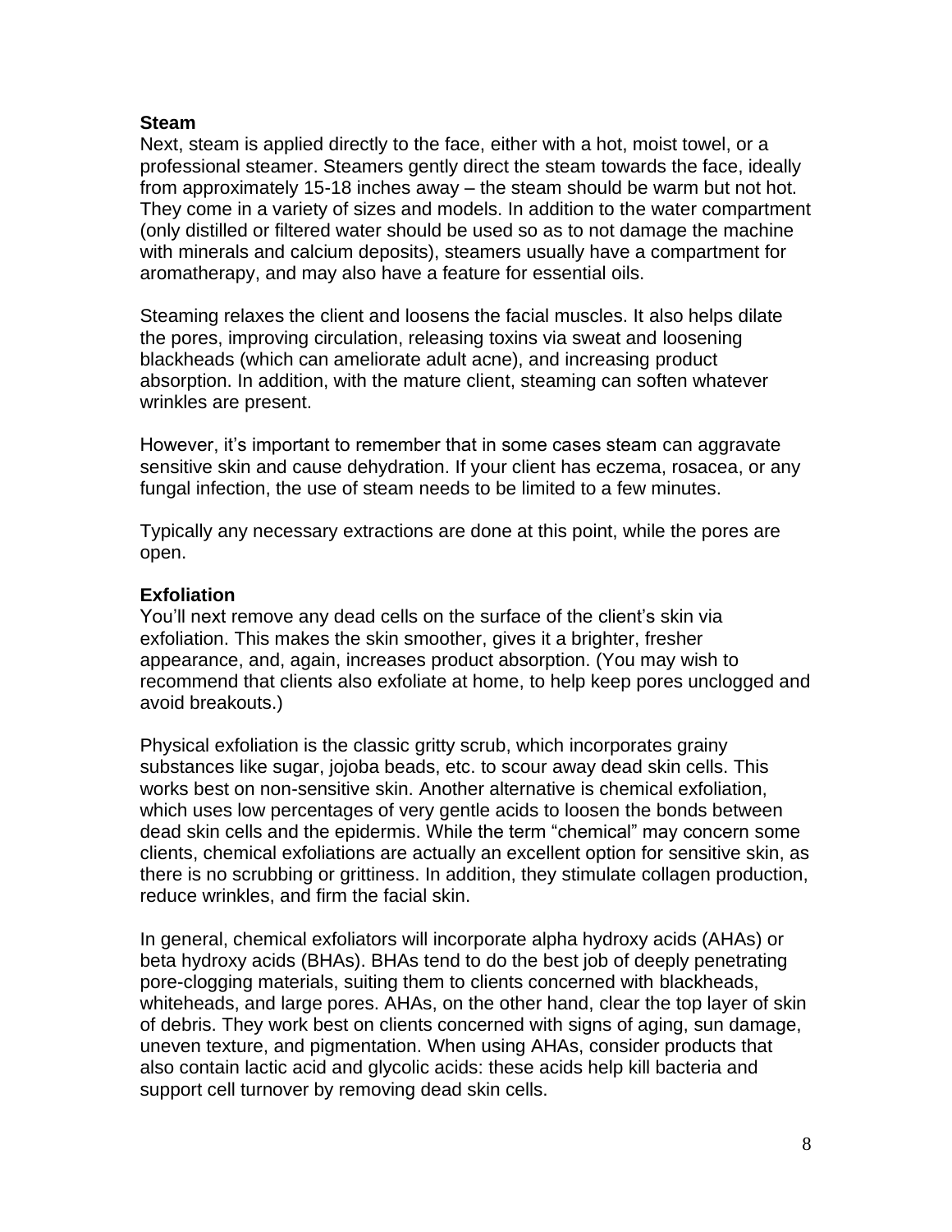**Steam**

Next, steam is applied directly to the face, either with a hot, moist towel, or a professional steamer. Steamers gently direct the steam towards the face, ideally from approximately 15-18 inches away – the steam should be warm but not hot. They come in a variety of sizes and models. In addition to the water compartment (only distilled or filtered water should be used so as to not damage the machine with minerals and calcium deposits), steamers usually have a compartment for aromatherapy, and may also have a feature for essential oils.

Steaming relaxes the client and loosens the facial muscles. It also helps dilate the pores, improving circulation, releasing toxins via sweat and loosening blackheads (which can ameliorate adult acne), and increasing product absorption. In addition, with the mature client, steaming can soften whatever wrinkles are present.

However, it's important to remember that in some cases steam can aggravate sensitive skin and cause dehydration. If your client has eczema, rosacea, or any fungal infection, the use of steam needs to be limited to a few minutes.

Typically any necessary extractions are done at this point, while the pores are open.

**Exfoliation**

You'll next remove any dead cells on the surface of the client's skin via exfoliation. This makes the skin smoother, gives it a brighter, fresher appearance, and, again, increases product absorption. (You may wish to recommend that clients also exfoliate at home, to help keep pores unclogged and avoid breakouts.)

Physical exfoliation is the classic gritty scrub, which incorporates grainy substances like sugar, jojoba beads, etc. to scour away dead skin cells. This works best on non-sensitive skin. Another alternative is chemical exfoliation, which uses low percentages of very gentle acids to loosen the bonds between dead skin cells and the epidermis. While the term "chemical" may concern some clients, chemical exfoliations are actually an excellent option for sensitive skin, as there is no scrubbing or grittiness. In addition, they stimulate collagen production, reduce wrinkles, and firm the facial skin.

In general, chemical exfoliators will incorporate alpha hydroxy acids (AHAs) or beta hydroxy acids (BHAs). BHAs tend to do the best job of deeply penetrating pore-clogging materials, suiting them to clients concerned with blackheads, whiteheads, and large pores. AHAs, on the other hand, clear the top layer of skin of debris. They work best on clients concerned with signs of aging, sun damage, uneven texture, and pigmentation. When using AHAs, consider products that also contain lactic acid and glycolic acids: these acids help kill bacteria and support cell turnover by removing dead skin cells.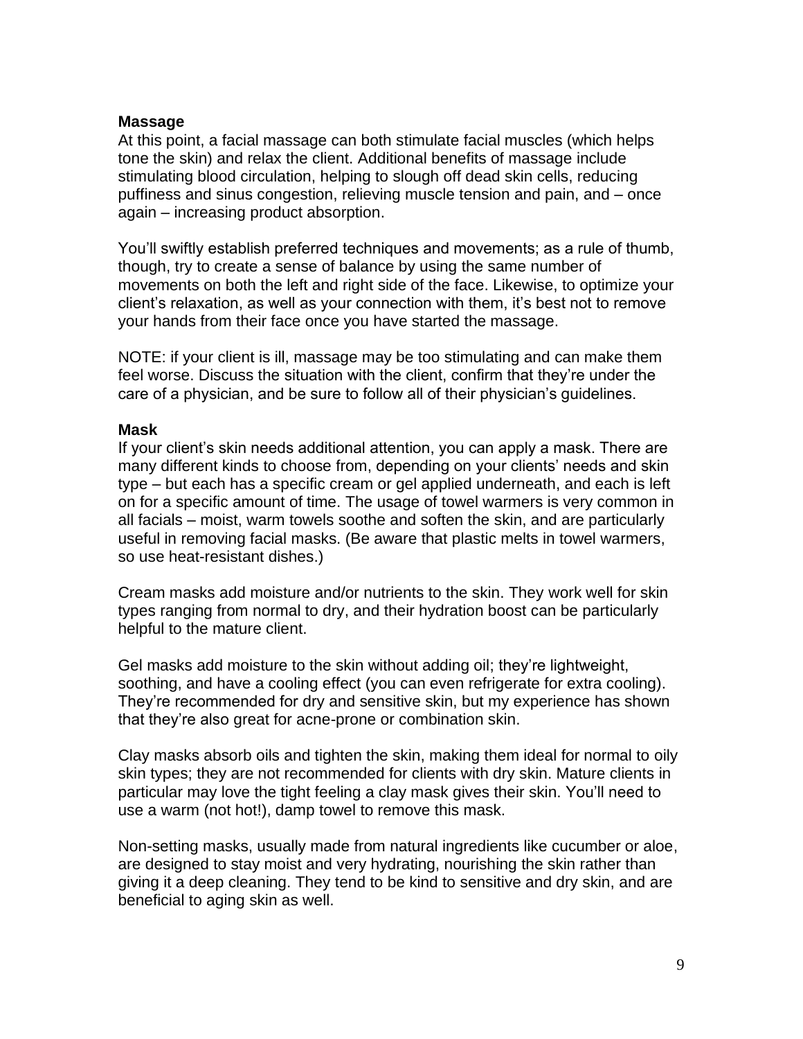**Massage**

At this point, a facial massage can both stimulate facial muscles (which helps tone the skin) and relax the client. Additional benefits of massage include stimulating blood circulation, helping to slough off dead skin cells, reducing puffiness and sinus congestion, relieving muscle tension and pain, and – once again – increasing product absorption.

You'll swiftly establish preferred techniques and movements; as a rule of thumb, though, try to create a sense of balance by using the same number of movements on both the left and right side of the face. Likewise, to optimize your client's relaxation, as well as your connection with them, it's best not to remove your hands from their face once you have started the massage.

NOTE: if your client is ill, massage may be too stimulating and can make them feel worse. Discuss the situation with the client, confirm that they're under the care of a physician, and be sure to follow all of their physician's guidelines.

**Mask**

If your client's skin needs additional attention, you can apply a mask. There are many different kinds to choose from, depending on your clients' needs and skin type – but each has a specific cream or gel applied underneath, and each is left on for a specific amount of time. The usage of towel warmers is very common in all facials – moist, warm towels soothe and soften the skin, and are particularly useful in removing facial masks. (Be aware that plastic melts in towel warmers, so use heat-resistant dishes.)

Cream masks add moisture and/or nutrients to the skin. They work well for skin types ranging from normal to dry, and their hydration boost can be particularly helpful to the mature client.

Gel masks add moisture to the skin without adding oil; they're lightweight, soothing, and have a cooling effect (you can even refrigerate for extra cooling). They're recommended for dry and sensitive skin, but my experience has shown that they're also great for acne-prone or combination skin.

Clay masks absorb oils and tighten the skin, making them ideal for normal to oily skin types; they are not recommended for clients with dry skin. Mature clients in particular may love the tight feeling a clay mask gives their skin. You'll need to use a warm (not hot!), damp towel to remove this mask.

Non-setting masks, usually made from natural ingredients like cucumber or aloe, are designed to stay moist and very hydrating, nourishing the skin rather than giving it a deep cleaning. They tend to be kind to sensitive and dry skin, and are beneficial to aging skin as well.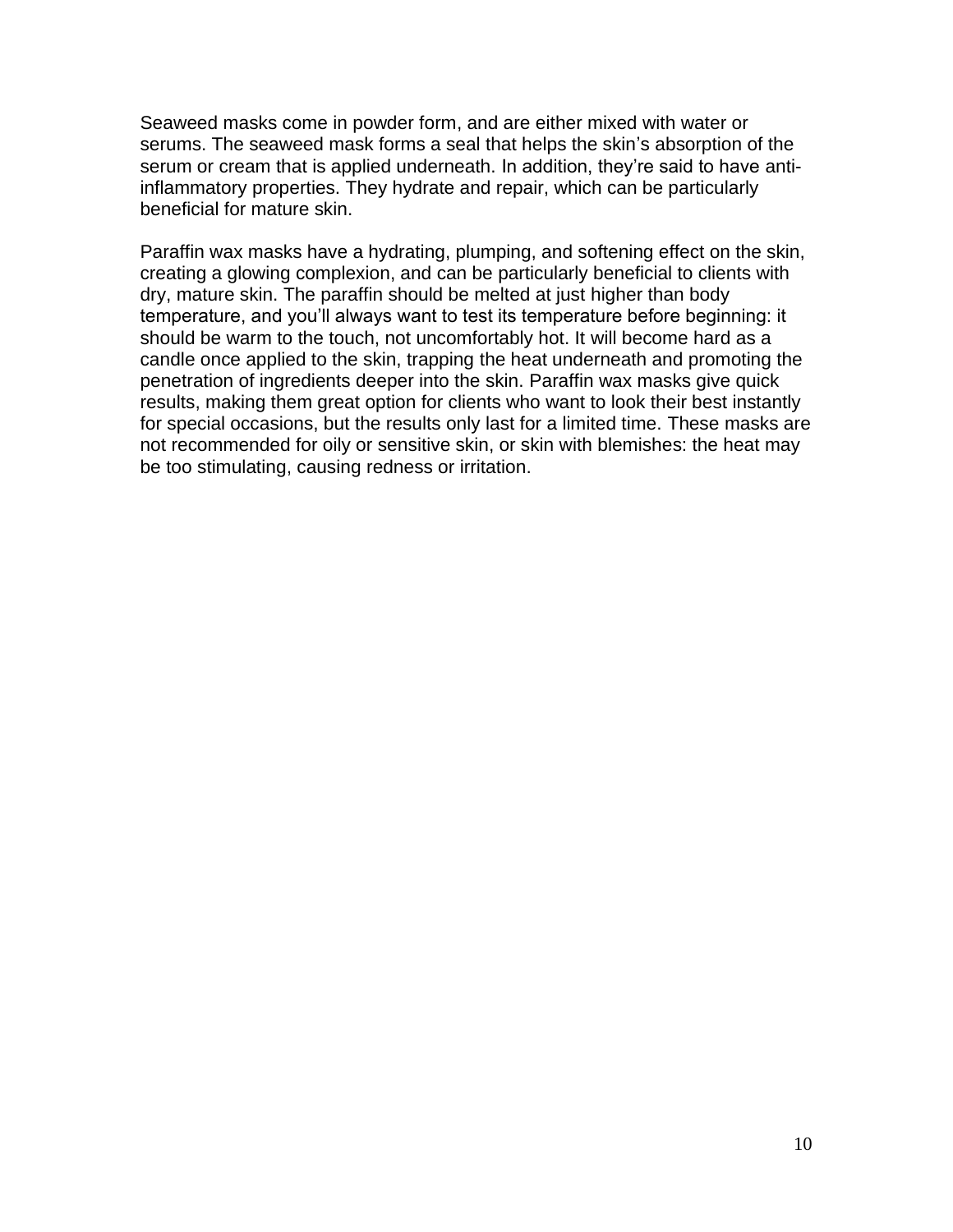Seaweed masks come in powder form, and are either mixed with water or serums. The seaweed mask forms a seal that helps the skin's absorption of the serum or cream that is applied underneath. In addition, they're said to have anti-inflammatory properties. They hydrate and repair, which can be particularly beneficial for mature skin.

Paraffin wax masks have a hydrating, plumping, and softening effect on the skin, creating a glowing complexion, and can be particularly beneficial to clients with dry, mature skin. The paraffin should be melted at just higher than body temperature, and you'll always want to test its temperature before beginning: it should be warm to the touch, not uncomfortably hot. It will become hard as a candle once applied to the skin, trapping the heat underneath and promoting the penetration of ingredients deeper into the skin. Paraffin wax masks give quick results, making them great option for clients who want to look their best instantly for special occasions, but the results only last for a limited time. These masks are not recommended for oily or sensitive skin, or skin with blemishes: the heat may be too stimulating, causing redness or irritation.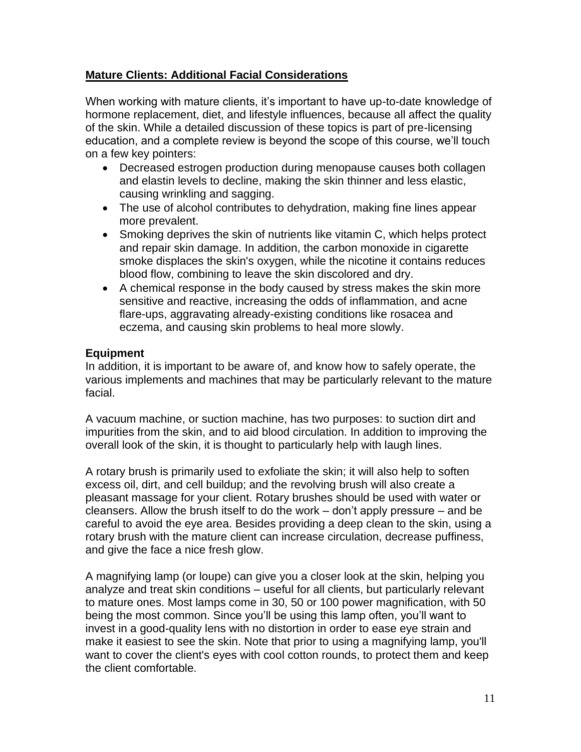## Mature Clients: Additional Facial Considerations

When working with mature clients, it's important to have up-to-date knowledge of hormone replacement, diet, and lifestyle influences, because all affect the quality of the skin. While a detailed discussion of these topics is part of pre-licensing education, and a complete review is beyond the scope of this course, we'll touch on a few key pointers:

- Decreased estrogen production during menopause causes both collagen and elastin levels to decline, making the skin thinner and less elastic, causing wrinkling and sagging.
- The use of alcohol contributes to dehydration, making fine lines appear more prevalent.
- Smoking deprives the skin of nutrients like vitamin C, which helps protect and repair skin damage. In addition, the carbon monoxide in cigarette smoke displaces the skin's oxygen, while the nicotine it contains reduces blood flow, combining to leave the skin discolored and dry.
- A chemical response in the body caused by stress makes the skin more sensitive and reactive, increasing the odds of inflammation, and acne flare-ups, aggravating already-existing conditions like rosacea and eczema, and causing skin problems to heal more slowly.

### Equipment

In addition, it is important to be aware of, and know how to safely operate, the various implements and machines that may be particularly relevant to the mature facial.

A vacuum machine, or suction machine, has two purposes: to suction dirt and impurities from the skin, and to aid blood circulation. In addition to improving the overall look of the skin, it is thought to particularly help with laugh lines.

A rotary brush is primarily used to exfoliate the skin; it will also help to soften excess oil, dirt, and cell buildup; and the revolving brush will also create a pleasant massage for your client. Rotary brushes should be used with water or cleansers. Allow the brush itself to do the work – don't apply pressure – and be careful to avoid the eye area. Besides providing a deep clean to the skin, using a rotary brush with the mature client can increase circulation, decrease puffiness, and give the face a nice fresh glow.

A magnifying lamp (or loupe) can give you a closer look at the skin, helping you analyze and treat skin conditions – useful for all clients, but particularly relevant to mature ones. Most lamps come in 30, 50 or 100 power magnification, with 50 being the most common. Since you'll be using this lamp often, you'll want to invest in a good-quality lens with no distortion in order to ease eye strain and make it easiest to see the skin. Note that prior to using a magnifying lamp, you'll want to cover the client's eyes with cool cotton rounds, to protect them and keep the client comfortable.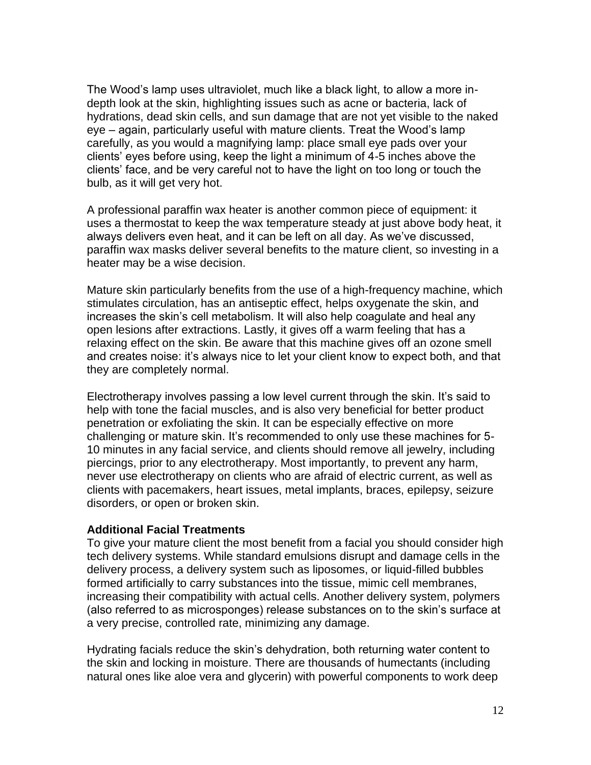The Wood's lamp uses ultraviolet, much like a black light, to allow a more in-depth look at the skin, highlighting issues such as acne or bacteria, lack of hydrations, dead skin cells, and sun damage that are not yet visible to the naked eye – again, particularly useful with mature clients. Treat the Wood's lamp carefully, as you would a magnifying lamp: place small eye pads over your clients' eyes before using, keep the light a minimum of 4-5 inches above the clients' face, and be very careful not to have the light on too long or touch the bulb, as it will get very hot.

A professional paraffin wax heater is another common piece of equipment: it uses a thermostat to keep the wax temperature steady at just above body heat, it always delivers even heat, and it can be left on all day. As we've discussed, paraffin wax masks deliver several benefits to the mature client, so investing in a heater may be a wise decision.

Mature skin particularly benefits from the use of a high-frequency machine, which stimulates circulation, has an antiseptic effect, helps oxygenate the skin, and increases the skin's cell metabolism. It will also help coagulate and heal any open lesions after extractions. Lastly, it gives off a warm feeling that has a relaxing effect on the skin. Be aware that this machine gives off an ozone smell and creates noise: it's always nice to let your client know to expect both, and that they are completely normal.

Electrotherapy involves passing a low level current through the skin. It's said to help with tone the facial muscles, and is also very beneficial for better product penetration or exfoliating the skin. It can be especially effective on more challenging or mature skin. It's recommended to only use these machines for 5-10 minutes in any facial service, and clients should remove all jewelry, including piercings, prior to any electrotherapy. Most importantly, to prevent any harm, never use electrotherapy on clients who are afraid of electric current, as well as clients with pacemakers, heart issues, metal implants, braces, epilepsy, seizure disorders, or open or broken skin.

**Additional Facial Treatments**

To give your mature client the most benefit from a facial you should consider high tech delivery systems. While standard emulsions disrupt and damage cells in the delivery process, a delivery system such as liposomes, or liquid-filled bubbles formed artificially to carry substances into the tissue, mimic cell membranes, increasing their compatibility with actual cells. Another delivery system, polymers (also referred to as microsponges) release substances on to the skin's surface at a very precise, controlled rate, minimizing any damage.

Hydrating facials reduce the skin's dehydration, both returning water content to the skin and locking in moisture. There are thousands of humectants (including natural ones like aloe vera and glycerin) with powerful components to work deep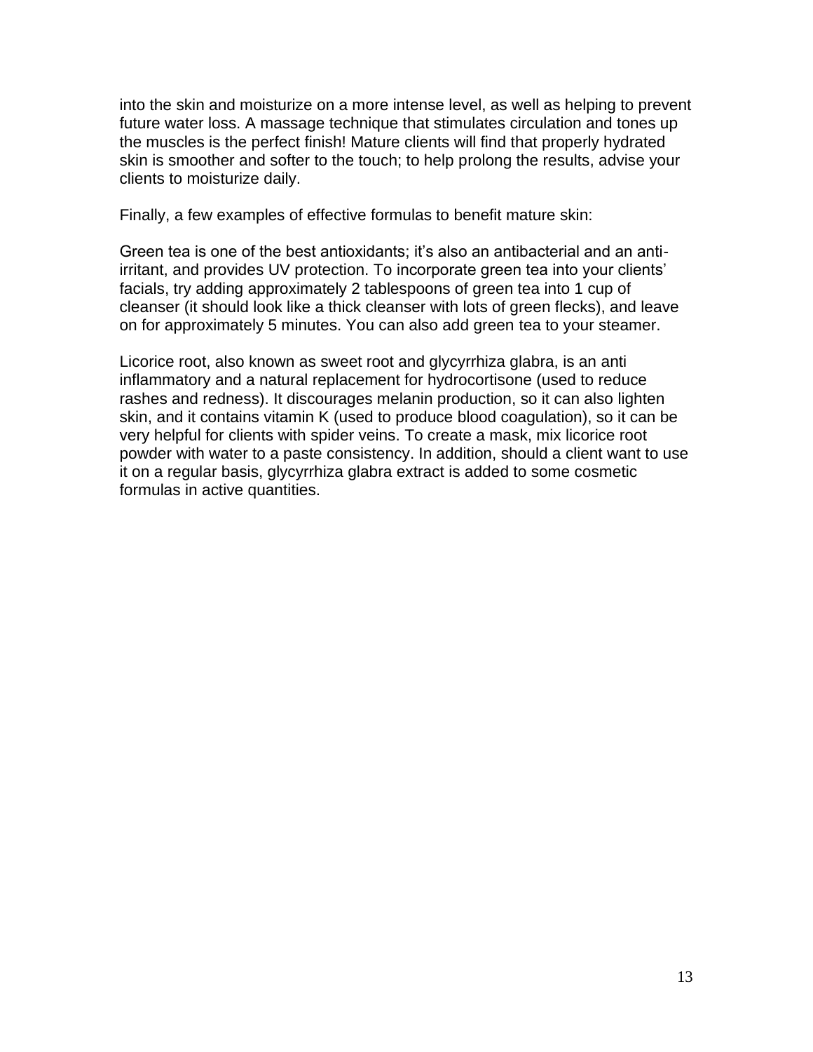into the skin and moisturize on a more intense level, as well as helping to prevent future water loss. A massage technique that stimulates circulation and tones up the muscles is the perfect finish! Mature clients will find that properly hydrated skin is smoother and softer to the touch; to help prolong the results, advise your clients to moisturize daily.

Finally, a few examples of effective formulas to benefit mature skin:

Green tea is one of the best antioxidants; it's also an antibacterial and an anti-irritant, and provides UV protection. To incorporate green tea into your clients' facials, try adding approximately 2 tablespoons of green tea into 1 cup of cleanser (it should look like a thick cleanser with lots of green flecks), and leave on for approximately 5 minutes. You can also add green tea to your steamer.

Licorice root, also known as sweet root and glycyrrhiza glabra, is an anti inflammatory and a natural replacement for hydrocortisone (used to reduce rashes and redness). It discourages melanin production, so it can also lighten skin, and it contains vitamin K (used to produce blood coagulation), so it can be very helpful for clients with spider veins. To create a mask, mix licorice root powder with water to a paste consistency. In addition, should a client want to use it on a regular basis, glycyrrhiza glabra extract is added to some cosmetic formulas in active quantities.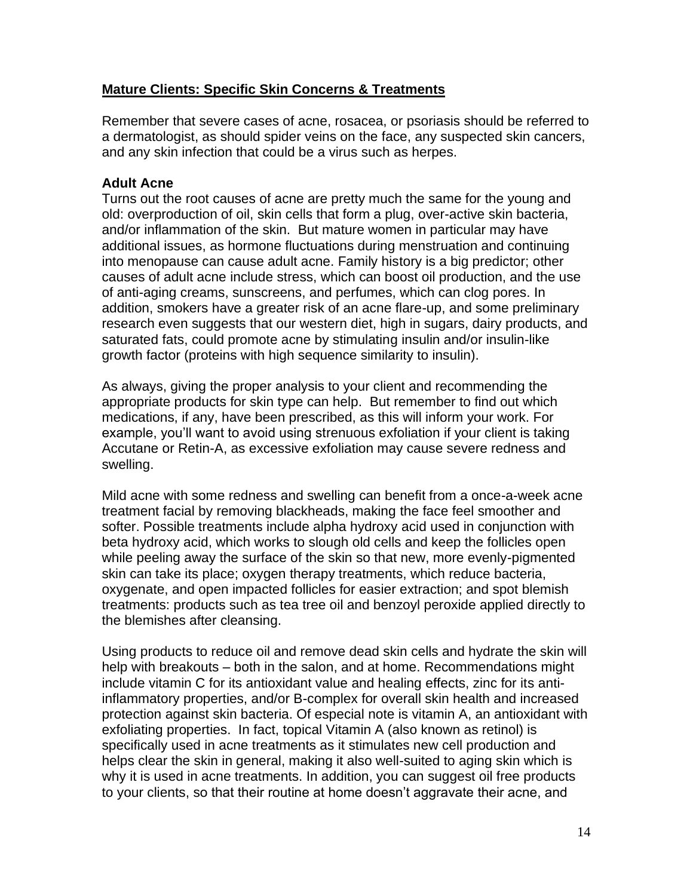## Mature Clients: Specific Skin Concerns & Treatments

Remember that severe cases of acne, rosacea, or psoriasis should be referred to a dermatologist, as should spider veins on the face, any suspected skin cancers, and any skin infection that could be a virus such as herpes.

### Adult Acne

Turns out the root causes of acne are pretty much the same for the young and old: overproduction of oil, skin cells that form a plug, over-active skin bacteria, and/or inflammation of the skin. But mature women in particular may have additional issues, as hormone fluctuations during menstruation and continuing into menopause can cause adult acne. Family history is a big predictor; other causes of adult acne include stress, which can boost oil production, and the use of anti-aging creams, sunscreens, and perfumes, which can clog pores. In addition, smokers have a greater risk of an acne flare-up, and some preliminary research even suggests that our western diet, high in sugars, dairy products, and saturated fats, could promote acne by stimulating insulin and/or insulin-like growth factor (proteins with high sequence similarity to insulin).

As always, giving the proper analysis to your client and recommending the appropriate products for skin type can help. But remember to find out which medications, if any, have been prescribed, as this will inform your work. For example, you'll want to avoid using strenuous exfoliation if your client is taking Accutane or Retin-A, as excessive exfoliation may cause severe redness and swelling.

Mild acne with some redness and swelling can benefit from a once-a-week acne treatment facial by removing blackheads, making the face feel smoother and softer. Possible treatments include alpha hydroxy acid used in conjunction with beta hydroxy acid, which works to slough old cells and keep the follicles open while peeling away the surface of the skin so that new, more evenly-pigmented skin can take its place; oxygen therapy treatments, which reduce bacteria, oxygenate, and open impacted follicles for easier extraction; and spot blemish treatments: products such as tea tree oil and benzoyl peroxide applied directly to the blemishes after cleansing.

Using products to reduce oil and remove dead skin cells and hydrate the skin will help with breakouts – both in the salon, and at home. Recommendations might include vitamin C for its antioxidant value and healing effects, zinc for its anti-inflammatory properties, and/or B-complex for overall skin health and increased protection against skin bacteria. Of especial note is vitamin A, an antioxidant with exfoliating properties. In fact, topical Vitamin A (also known as retinol) is specifically used in acne treatments as it stimulates new cell production and helps clear the skin in general, making it also well-suited to aging skin which is why it is used in acne treatments. In addition, you can suggest oil free products to your clients, so that their routine at home doesn't aggravate their acne, and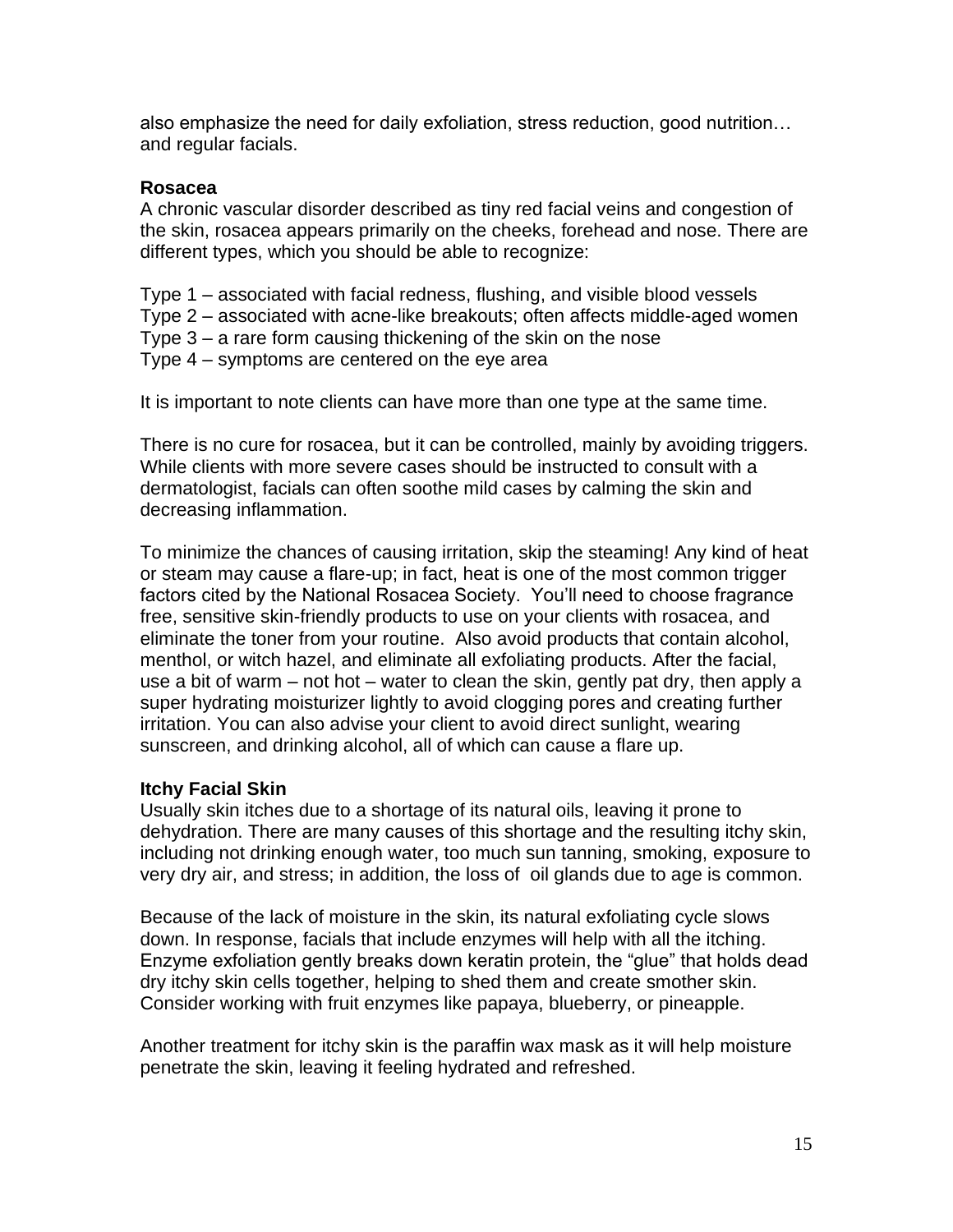also emphasize the need for daily exfoliation, stress reduction, good nutrition… and regular facials.

**Rosacea**

A chronic vascular disorder described as tiny red facial veins and congestion of the skin, rosacea appears primarily on the cheeks, forehead and nose. There are different types, which you should be able to recognize:

Type 1 – associated with facial redness, flushing, and visible blood vessels
Type 2 – associated with acne-like breakouts; often affects middle-aged women
Type 3 – a rare form causing thickening of the skin on the nose
Type 4 – symptoms are centered on the eye area

It is important to note clients can have more than one type at the same time.

There is no cure for rosacea, but it can be controlled, mainly by avoiding triggers. While clients with more severe cases should be instructed to consult with a dermatologist, facials can often soothe mild cases by calming the skin and decreasing inflammation.

To minimize the chances of causing irritation, skip the steaming! Any kind of heat or steam may cause a flare-up; in fact, heat is one of the most common trigger factors cited by the National Rosacea Society. You'll need to choose fragrance free, sensitive skin-friendly products to use on your clients with rosacea, and eliminate the toner from your routine. Also avoid products that contain alcohol, menthol, or witch hazel, and eliminate all exfoliating products. After the facial, use a bit of warm – not hot – water to clean the skin, gently pat dry, then apply a super hydrating moisturizer lightly to avoid clogging pores and creating further irritation. You can also advise your client to avoid direct sunlight, wearing sunscreen, and drinking alcohol, all of which can cause a flare up.

**Itchy Facial Skin**

Usually skin itches due to a shortage of its natural oils, leaving it prone to dehydration. There are many causes of this shortage and the resulting itchy skin, including not drinking enough water, too much sun tanning, smoking, exposure to very dry air, and stress; in addition, the loss of oil glands due to age is common.

Because of the lack of moisture in the skin, its natural exfoliating cycle slows down. In response, facials that include enzymes will help with all the itching. Enzyme exfoliation gently breaks down keratin protein, the "glue" that holds dead dry itchy skin cells together, helping to shed them and create smother skin. Consider working with fruit enzymes like papaya, blueberry, or pineapple.

Another treatment for itchy skin is the paraffin wax mask as it will help moisture penetrate the skin, leaving it feeling hydrated and refreshed.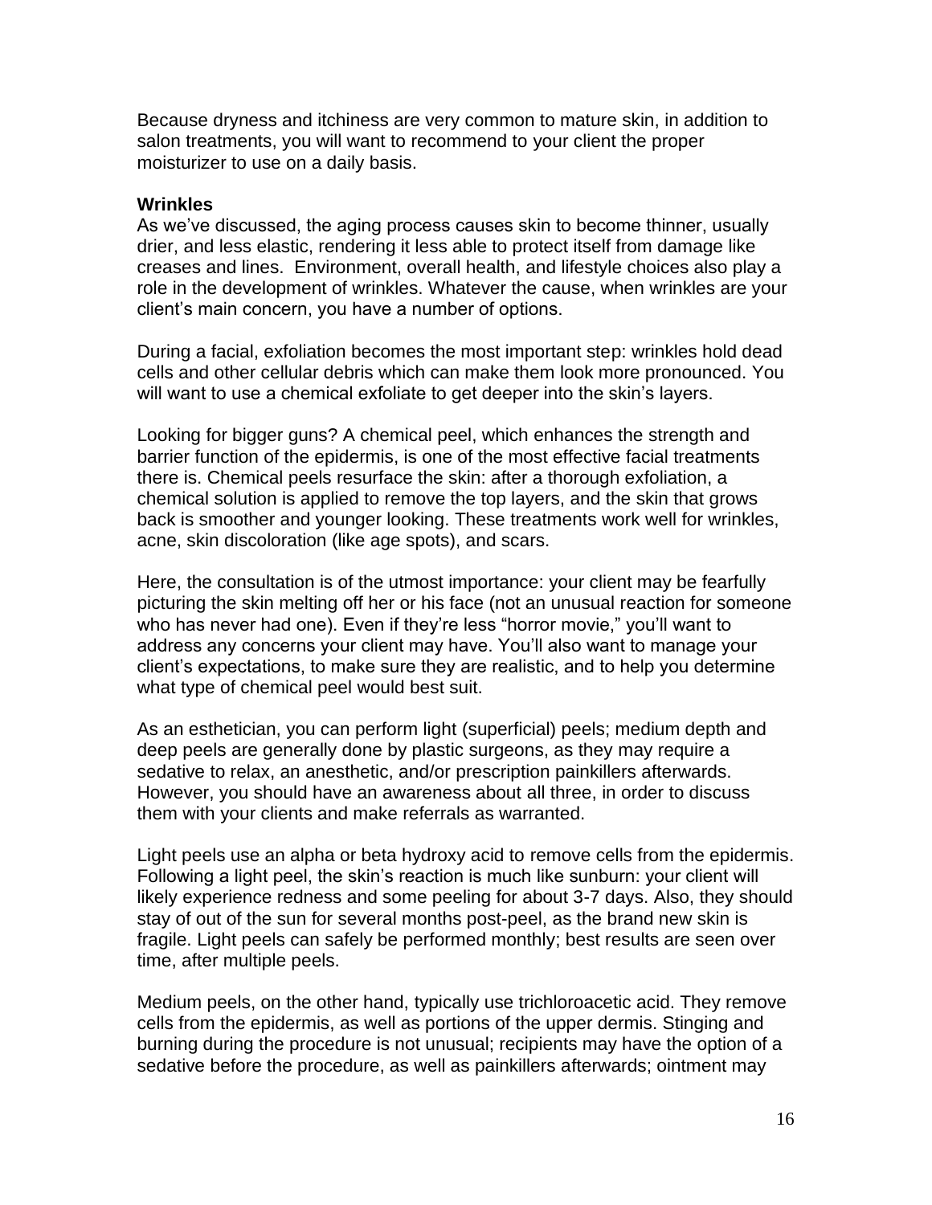Because dryness and itchiness are very common to mature skin, in addition to salon treatments, you will want to recommend to your client the proper moisturizer to use on a daily basis.

**Wrinkles**

As we've discussed, the aging process causes skin to become thinner, usually drier, and less elastic, rendering it less able to protect itself from damage like creases and lines. Environment, overall health, and lifestyle choices also play a role in the development of wrinkles. Whatever the cause, when wrinkles are your client's main concern, you have a number of options.

During a facial, exfoliation becomes the most important step: wrinkles hold dead cells and other cellular debris which can make them look more pronounced. You will want to use a chemical exfoliate to get deeper into the skin's layers.

Looking for bigger guns? A chemical peel, which enhances the strength and barrier function of the epidermis, is one of the most effective facial treatments there is. Chemical peels resurface the skin: after a thorough exfoliation, a chemical solution is applied to remove the top layers, and the skin that grows back is smoother and younger looking. These treatments work well for wrinkles, acne, skin discoloration (like age spots), and scars.

Here, the consultation is of the utmost importance: your client may be fearfully picturing the skin melting off her or his face (not an unusual reaction for someone who has never had one). Even if they're less "horror movie," you'll want to address any concerns your client may have. You'll also want to manage your client's expectations, to make sure they are realistic, and to help you determine what type of chemical peel would best suit.

As an esthetician, you can perform light (superficial) peels; medium depth and deep peels are generally done by plastic surgeons, as they may require a sedative to relax, an anesthetic, and/or prescription painkillers afterwards. However, you should have an awareness about all three, in order to discuss them with your clients and make referrals as warranted.

Light peels use an alpha or beta hydroxy acid to remove cells from the epidermis. Following a light peel, the skin's reaction is much like sunburn: your client will likely experience redness and some peeling for about 3-7 days. Also, they should stay of out of the sun for several months post-peel, as the brand new skin is fragile. Light peels can safely be performed monthly; best results are seen over time, after multiple peels.

Medium peels, on the other hand, typically use trichloroacetic acid. They remove cells from the epidermis, as well as portions of the upper dermis. Stinging and burning during the procedure is not unusual; recipients may have the option of a sedative before the procedure, as well as painkillers afterwards; ointment may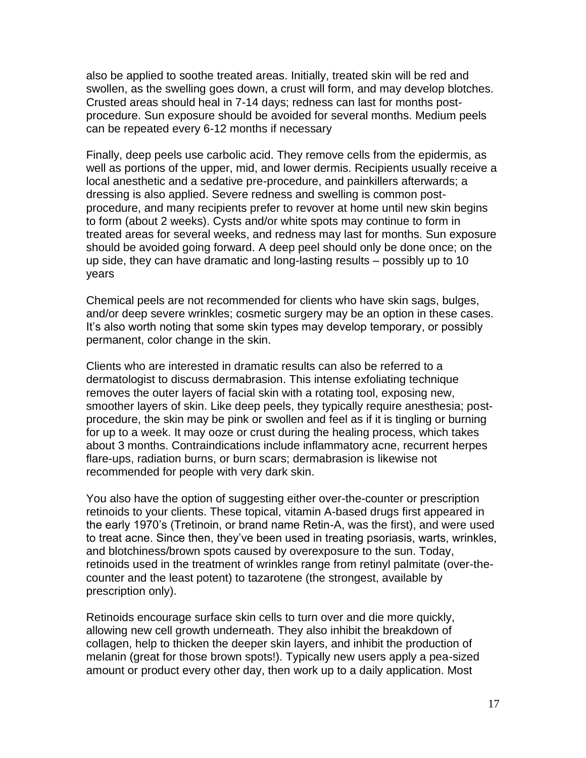also be applied to soothe treated areas. Initially, treated skin will be red and swollen, as the swelling goes down, a crust will form, and may develop blotches. Crusted areas should heal in 7-14 days; redness can last for months post-procedure. Sun exposure should be avoided for several months. Medium peels can be repeated every 6-12 months if necessary

Finally, deep peels use carbolic acid. They remove cells from the epidermis, as well as portions of the upper, mid, and lower dermis. Recipients usually receive a local anesthetic and a sedative pre-procedure, and painkillers afterwards; a dressing is also applied. Severe redness and swelling is common post-procedure, and many recipients prefer to revover at home until new skin begins to form (about 2 weeks). Cysts and/or white spots may continue to form in treated areas for several weeks, and redness may last for months. Sun exposure should be avoided going forward. A deep peel should only be done once; on the up side, they can have dramatic and long-lasting results – possibly up to 10 years

Chemical peels are not recommended for clients who have skin sags, bulges, and/or deep severe wrinkles; cosmetic surgery may be an option in these cases. It's also worth noting that some skin types may develop temporary, or possibly permanent, color change in the skin.

Clients who are interested in dramatic results can also be referred to a dermatologist to discuss dermabrasion. This intense exfoliating technique removes the outer layers of facial skin with a rotating tool, exposing new, smoother layers of skin. Like deep peels, they typically require anesthesia; post-procedure, the skin may be pink or swollen and feel as if it is tingling or burning for up to a week. It may ooze or crust during the healing process, which takes about 3 months. Contraindications include inflammatory acne, recurrent herpes flare-ups, radiation burns, or burn scars; dermabrasion is likewise not recommended for people with very dark skin.

You also have the option of suggesting either over-the-counter or prescription retinoids to your clients. These topical, vitamin A-based drugs first appeared in the early 1970's (Tretinoin, or brand name Retin-A, was the first), and were used to treat acne. Since then, they've been used in treating psoriasis, warts, wrinkles, and blotchiness/brown spots caused by overexposure to the sun. Today, retinoids used in the treatment of wrinkles range from retinyl palmitate (over-the-counter and the least potent) to tazarotene (the strongest, available by prescription only).

Retinoids encourage surface skin cells to turn over and die more quickly, allowing new cell growth underneath. They also inhibit the breakdown of collagen, help to thicken the deeper skin layers, and inhibit the production of melanin (great for those brown spots!). Typically new users apply a pea-sized amount or product every other day, then work up to a daily application. Most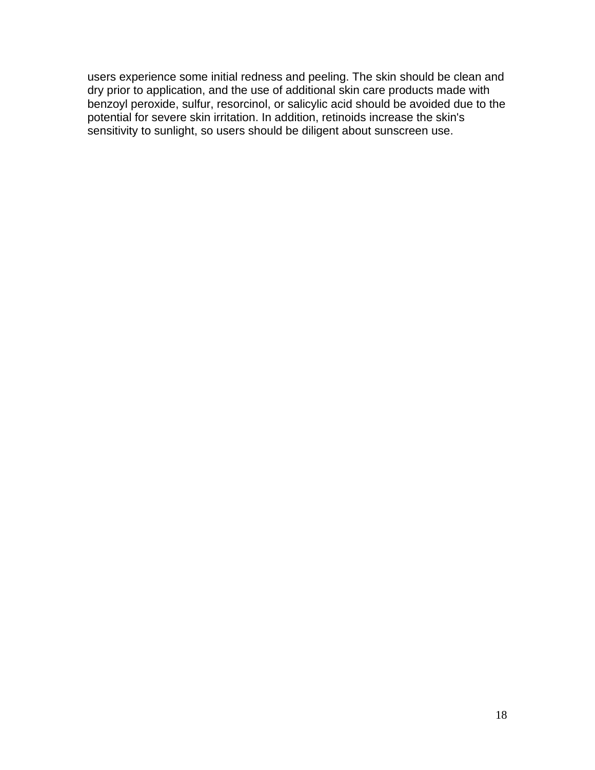users experience some initial redness and peeling. The skin should be clean and dry prior to application, and the use of additional skin care products made with benzoyl peroxide, sulfur, resorcinol, or salicylic acid should be avoided due to the potential for severe skin irritation. In addition, retinoids increase the skin's sensitivity to sunlight, so users should be diligent about sunscreen use.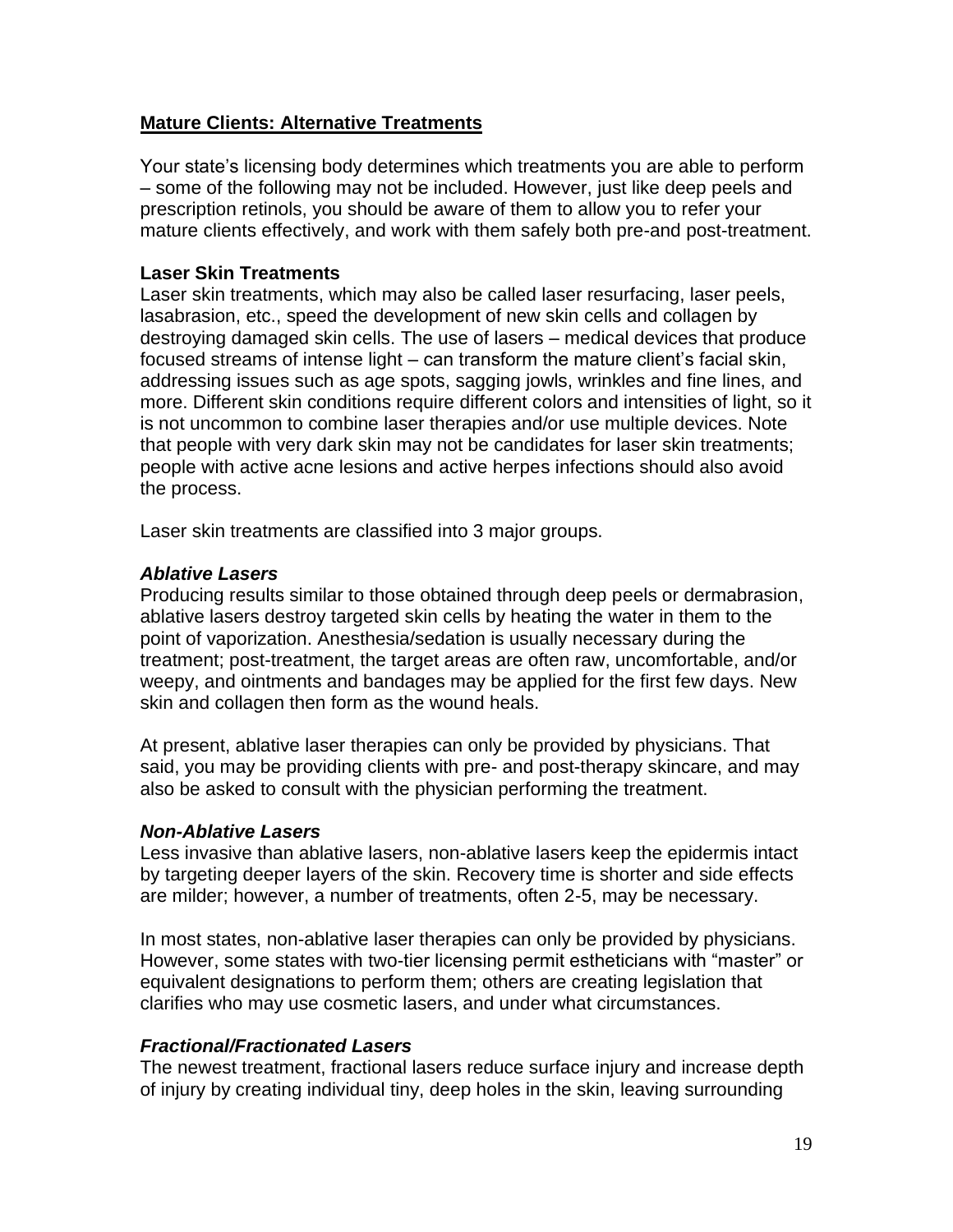## **Mature Clients: Alternative Treatments**

Your state's licensing body determines which treatments you are able to perform – some of the following may not be included. However, just like deep peels and prescription retinols, you should be aware of them to allow you to refer your mature clients effectively, and work with them safely both pre-and post-treatment.

### Laser Skin Treatments

Laser skin treatments, which may also be called laser resurfacing, laser peels, lasabrasion, etc., speed the development of new skin cells and collagen by destroying damaged skin cells. The use of lasers – medical devices that produce focused streams of intense light – can transform the mature client's facial skin, addressing issues such as age spots, sagging jowls, wrinkles and fine lines, and more. Different skin conditions require different colors and intensities of light, so it is not uncommon to combine laser therapies and/or use multiple devices. Note that people with very dark skin may not be candidates for laser skin treatments; people with active acne lesions and active herpes infections should also avoid the process.

Laser skin treatments are classified into 3 major groups.

#### *Ablative Lasers*

Producing results similar to those obtained through deep peels or dermabrasion, ablative lasers destroy targeted skin cells by heating the water in them to the point of vaporization. Anesthesia/sedation is usually necessary during the treatment; post-treatment, the target areas are often raw, uncomfortable, and/or weepy, and ointments and bandages may be applied for the first few days. New skin and collagen then form as the wound heals.

At present, ablative laser therapies can only be provided by physicians. That said, you may be providing clients with pre- and post-therapy skincare, and may also be asked to consult with the physician performing the treatment.

#### *Non-Ablative Lasers*

Less invasive than ablative lasers, non-ablative lasers keep the epidermis intact by targeting deeper layers of the skin. Recovery time is shorter and side effects are milder; however, a number of treatments, often 2-5, may be necessary.

In most states, non-ablative laser therapies can only be provided by physicians. However, some states with two-tier licensing permit estheticians with "master" or equivalent designations to perform them; others are creating legislation that clarifies who may use cosmetic lasers, and under what circumstances.

#### *Fractional/Fractionated Lasers*

The newest treatment, fractional lasers reduce surface injury and increase depth of injury by creating individual tiny, deep holes in the skin, leaving surrounding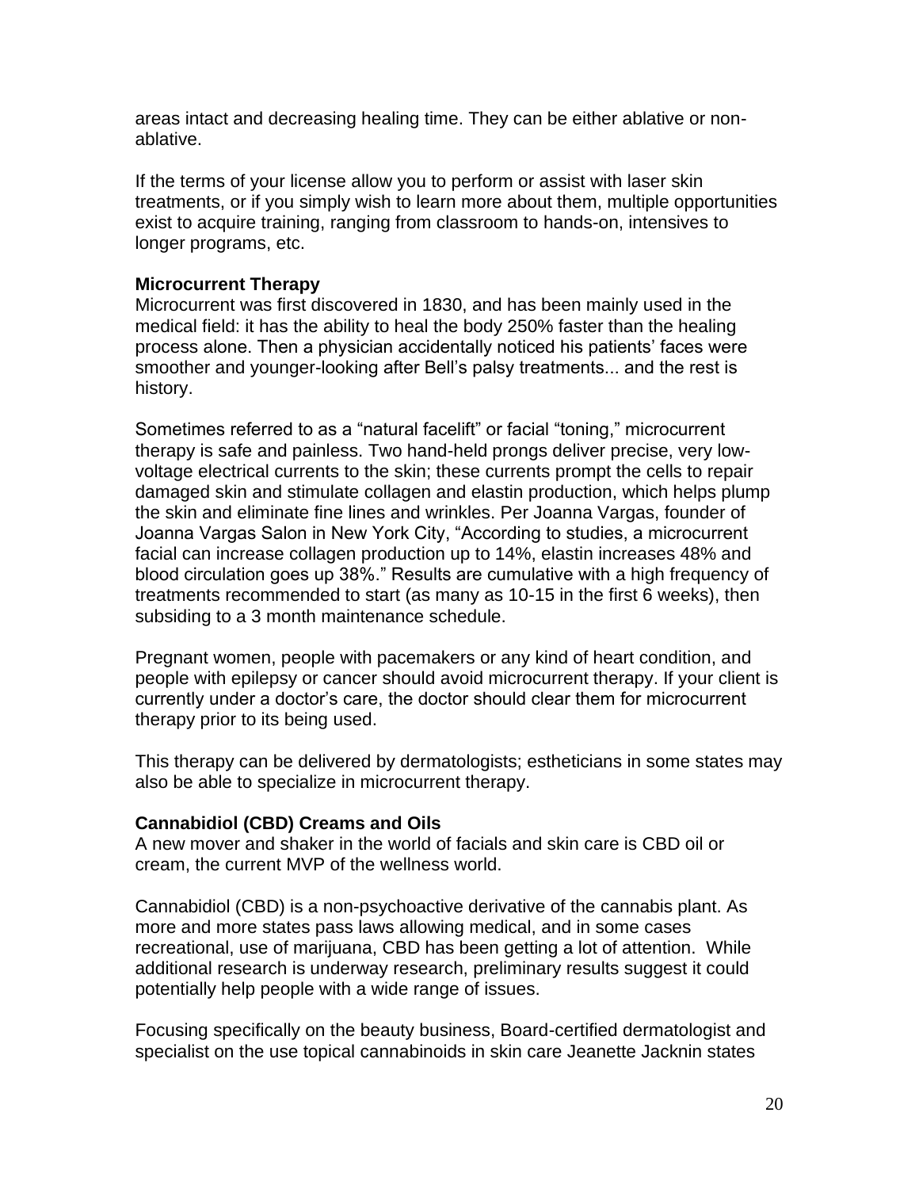areas intact and decreasing healing time. They can be either ablative or non-ablative.

If the terms of your license allow you to perform or assist with laser skin treatments, or if you simply wish to learn more about them, multiple opportunities exist to acquire training, ranging from classroom to hands-on, intensives to longer programs, etc.

**Microcurrent Therapy**

Microcurrent was first discovered in 1830, and has been mainly used in the medical field: it has the ability to heal the body 250% faster than the healing process alone. Then a physician accidentally noticed his patients' faces were smoother and younger-looking after Bell's palsy treatments... and the rest is history.

Sometimes referred to as a "natural facelift" or facial "toning," microcurrent therapy is safe and painless. Two hand-held prongs deliver precise, very low-voltage electrical currents to the skin; these currents prompt the cells to repair damaged skin and stimulate collagen and elastin production, which helps plump the skin and eliminate fine lines and wrinkles. Per Joanna Vargas, founder of Joanna Vargas Salon in New York City, "According to studies, a microcurrent facial can increase collagen production up to 14%, elastin increases 48% and blood circulation goes up 38%." Results are cumulative with a high frequency of treatments recommended to start (as many as 10-15 in the first 6 weeks), then subsiding to a 3 month maintenance schedule.

Pregnant women, people with pacemakers or any kind of heart condition, and people with epilepsy or cancer should avoid microcurrent therapy. If your client is currently under a doctor's care, the doctor should clear them for microcurrent therapy prior to its being used.

This therapy can be delivered by dermatologists; estheticians in some states may also be able to specialize in microcurrent therapy.

**Cannabidiol (CBD) Creams and Oils**

A new mover and shaker in the world of facials and skin care is CBD oil or cream, the current MVP of the wellness world.

Cannabidiol (CBD) is a non-psychoactive derivative of the cannabis plant. As more and more states pass laws allowing medical, and in some cases recreational, use of marijuana, CBD has been getting a lot of attention. While additional research is underway research, preliminary results suggest it could potentially help people with a wide range of issues.

Focusing specifically on the beauty business, Board-certified dermatologist and specialist on the use topical cannabinoids in skin care Jeanette Jacknin states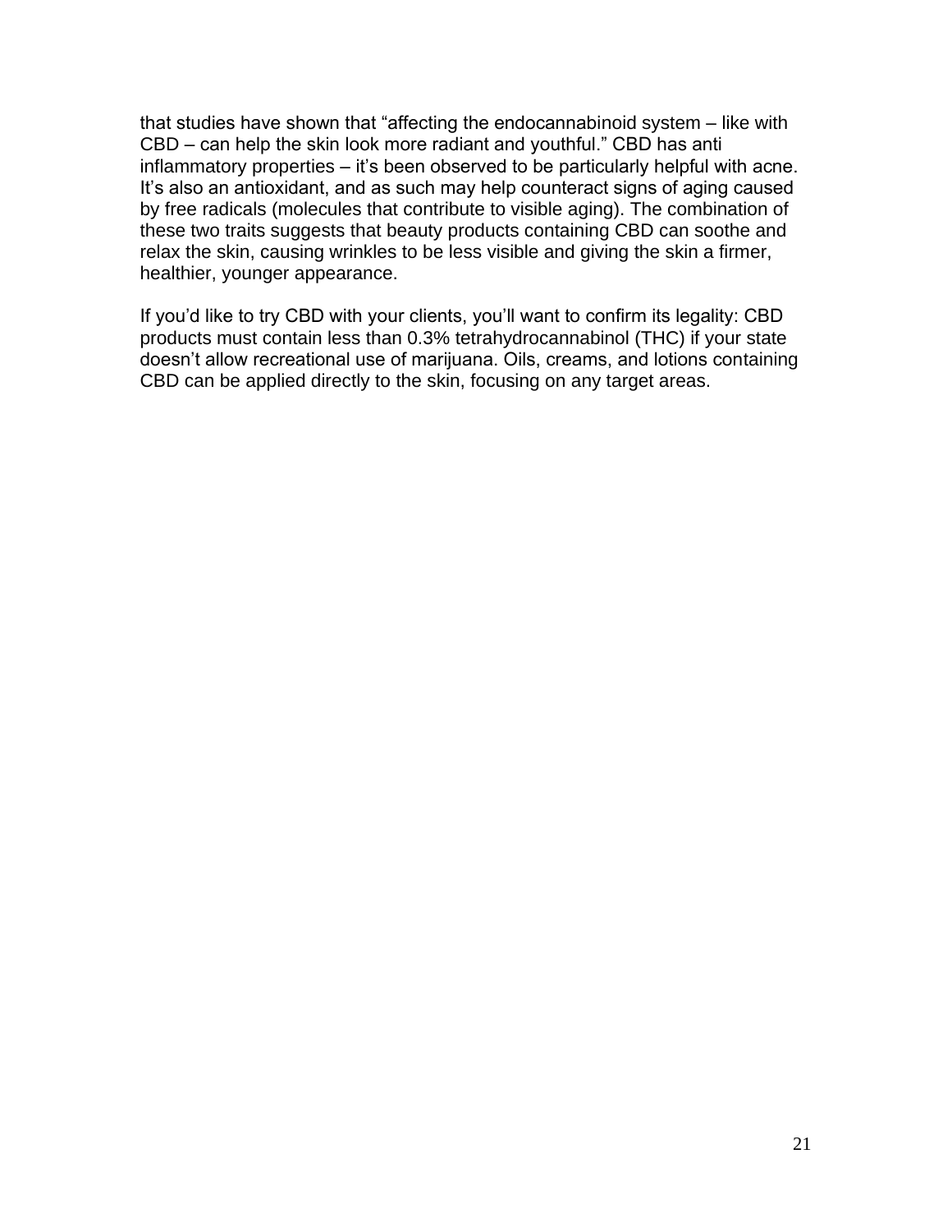that studies have shown that “affecting the endocannabinoid system – like with CBD – can help the skin look more radiant and youthful.” CBD has anti inflammatory properties – it’s been observed to be particularly helpful with acne. It’s also an antioxidant, and as such may help counteract signs of aging caused by free radicals (molecules that contribute to visible aging). The combination of these two traits suggests that beauty products containing CBD can soothe and relax the skin, causing wrinkles to be less visible and giving the skin a firmer, healthier, younger appearance.

If you’d like to try CBD with your clients, you’ll want to confirm its legality: CBD products must contain less than 0.3% tetrahydrocannabinol (THC) if your state doesn’t allow recreational use of marijuana. Oils, creams, and lotions containing CBD can be applied directly to the skin, focusing on any target areas.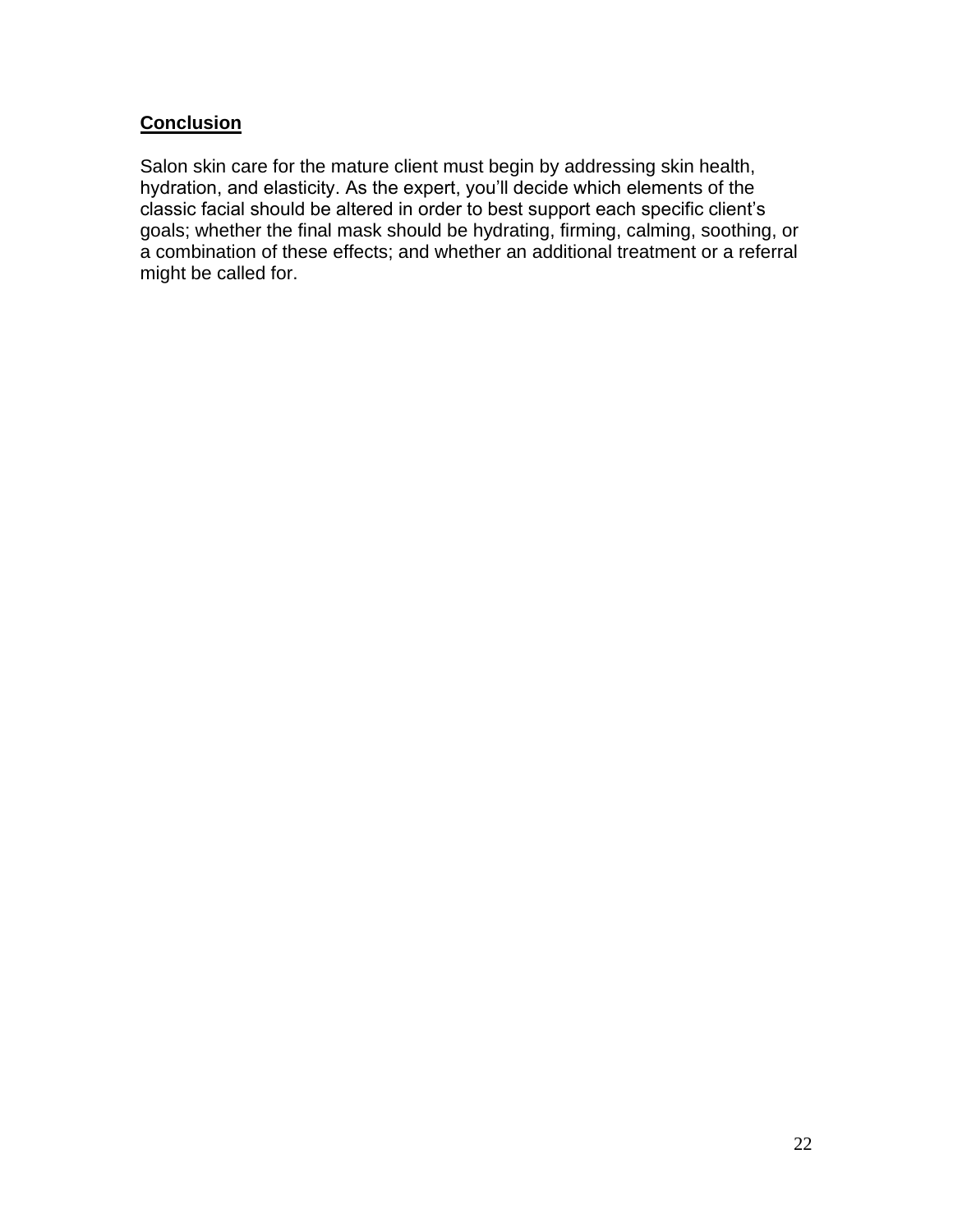## Conclusion

Salon skin care for the mature client must begin by addressing skin health, hydration, and elasticity. As the expert, you'll decide which elements of the classic facial should be altered in order to best support each specific client's goals; whether the final mask should be hydrating, firming, calming, soothing, or a combination of these effects; and whether an additional treatment or a referral might be called for.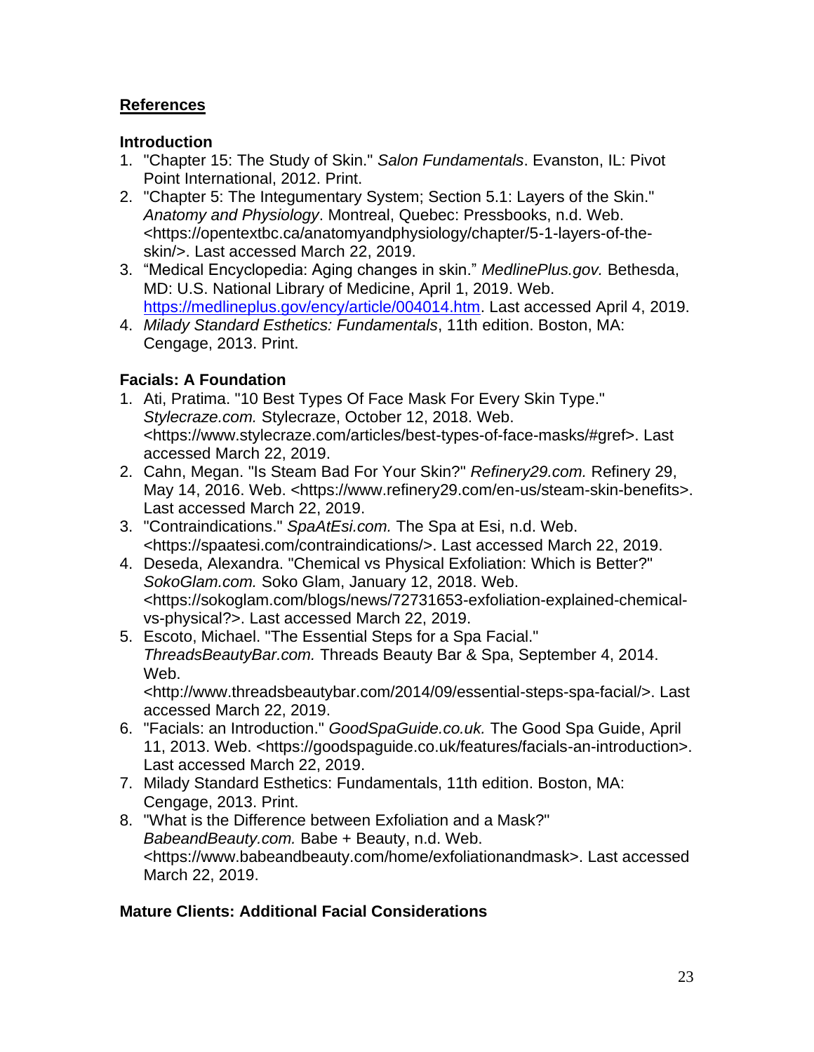## References

### Introduction

1. "Chapter 15: The Study of Skin." *Salon Fundamentals*. Evanston, IL: Pivot Point International, 2012. Print.
2. "Chapter 5: The Integumentary System; Section 5.1: Layers of the Skin." *Anatomy and Physiology*. Montreal, Quebec: Pressbooks, n.d. Web. <https://opentextbc.ca/anatomyandphysiology/chapter/5-1-layers-of-the-skin/>. Last accessed March 22, 2019.
3. "Medical Encyclopedia: Aging changes in skin." *MedlinePlus.gov.* Bethesda, MD: U.S. National Library of Medicine, April 1, 2019. Web. https://medlineplus.gov/ency/article/004014.htm. Last accessed April 4, 2019.
4. *Milady Standard Esthetics: Fundamentals*, 11th edition. Boston, MA: Cengage, 2013. Print.

### Facials: A Foundation

1. Ati, Pratima. "10 Best Types Of Face Mask For Every Skin Type." *Stylecraze.com.* Stylecraze, October 12, 2018. Web. <https://www.stylecraze.com/articles/best-types-of-face-masks/#gref>. Last accessed March 22, 2019.
2. Cahn, Megan. "Is Steam Bad For Your Skin?" *Refinery29.com.* Refinery 29, May 14, 2016. Web. <https://www.refinery29.com/en-us/steam-skin-benefits>. Last accessed March 22, 2019.
3. "Contraindications." *SpaAtEsi.com.* The Spa at Esi, n.d. Web. <https://spaatesi.com/contraindications/>. Last accessed March 22, 2019.
4. Deseda, Alexandra. "Chemical vs Physical Exfoliation: Which is Better?" *SokoGlam.com.* Soko Glam, January 12, 2018. Web. <https://sokoglam.com/blogs/news/72731653-exfoliation-explained-chemical-vs-physical?>. Last accessed March 22, 2019.
5. Escoto, Michael. "The Essential Steps for a Spa Facial." *ThreadsBeautyBar.com.* Threads Beauty Bar & Spa, September 4, 2014. Web. <http://www.threadsbeautybar.com/2014/09/essential-steps-spa-facial/>. Last accessed March 22, 2019.
6. "Facials: an Introduction." *GoodSpaGuide.co.uk.* The Good Spa Guide, April 11, 2013. Web. <https://goodspaguide.co.uk/features/facials-an-introduction>. Last accessed March 22, 2019.
7. Milady Standard Esthetics: Fundamentals, 11th edition. Boston, MA: Cengage, 2013. Print.
8. "What is the Difference between Exfoliation and a Mask?" *BabeandBeauty.com.* Babe + Beauty, n.d. Web. <https://www.babeandbeauty.com/home/exfoliationandmask>. Last accessed March 22, 2019.

### Mature Clients: Additional Facial Considerations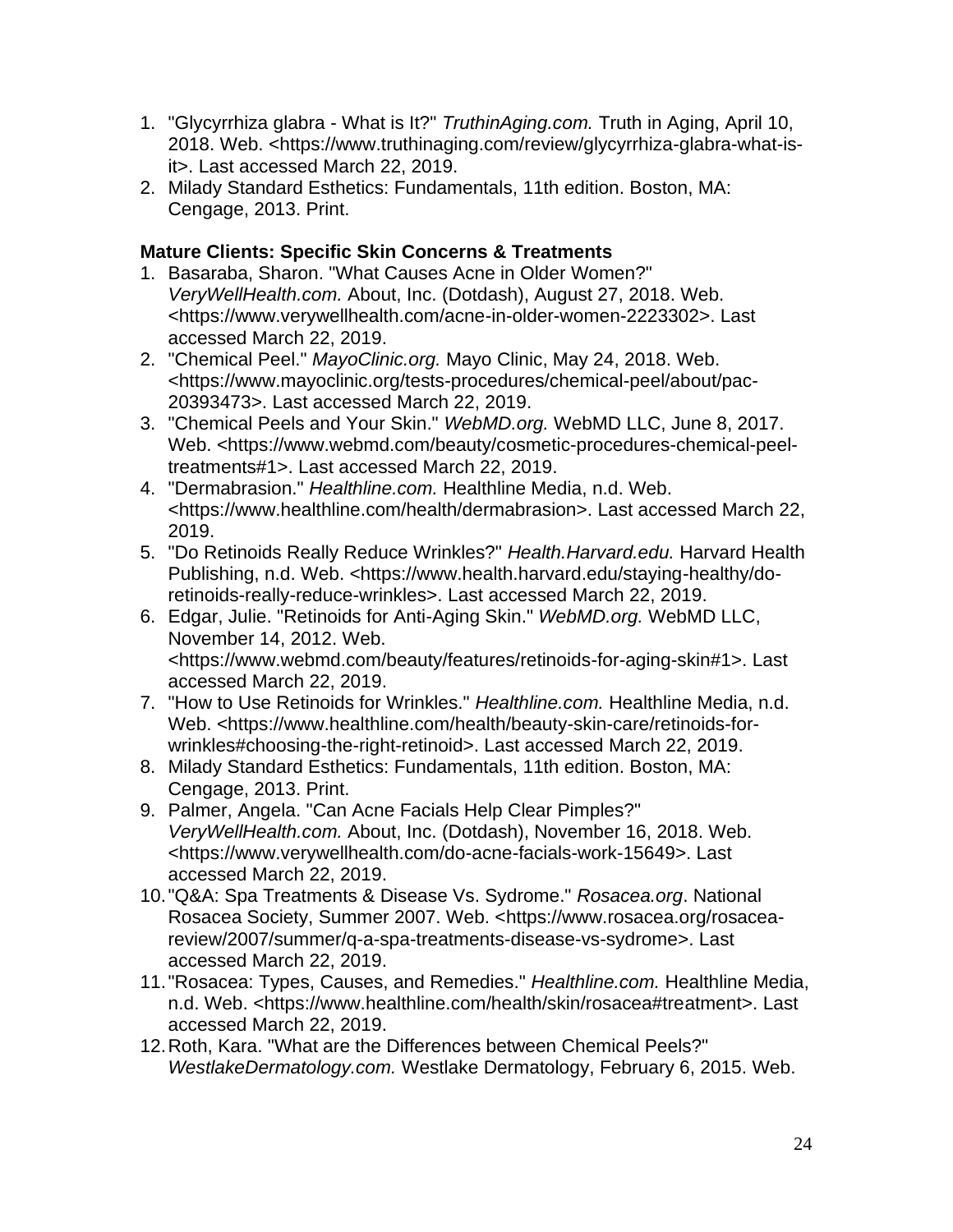1. "Glycyrrhiza glabra - What is It?" *TruthinAging.com.* Truth in Aging, April 10, 2018. Web. <https://www.truthinaging.com/review/glycyrrhiza-glabra-what-is-it>. Last accessed March 22, 2019.
2. Milady Standard Esthetics: Fundamentals, 11th edition. Boston, MA: Cengage, 2013. Print.

**Mature Clients: Specific Skin Concerns & Treatments**

1. Basaraba, Sharon. "What Causes Acne in Older Women?" *VeryWellHealth.com.* About, Inc. (Dotdash), August 27, 2018. Web. <https://www.verywellhealth.com/acne-in-older-women-2223302>. Last accessed March 22, 2019.
2. "Chemical Peel." *MayoClinic.org.* Mayo Clinic, May 24, 2018. Web. <https://www.mayoclinic.org/tests-procedures/chemical-peel/about/pac-20393473>. Last accessed March 22, 2019.
3. "Chemical Peels and Your Skin." *WebMD.org.* WebMD LLC, June 8, 2017. Web. <https://www.webmd.com/beauty/cosmetic-procedures-chemical-peel-treatments#1>. Last accessed March 22, 2019.
4. "Dermabrasion." *Healthline.com.* Healthline Media, n.d. Web. <https://www.healthline.com/health/dermabrasion>. Last accessed March 22, 2019.
5. "Do Retinoids Really Reduce Wrinkles?" *Health.Harvard.edu.* Harvard Health Publishing, n.d. Web. <https://www.health.harvard.edu/staying-healthy/do-retinoids-really-reduce-wrinkles>. Last accessed March 22, 2019.
6. Edgar, Julie. "Retinoids for Anti-Aging Skin." *WebMD.org.* WebMD LLC, November 14, 2012. Web. <https://www.webmd.com/beauty/features/retinoids-for-aging-skin#1>. Last accessed March 22, 2019.
7. "How to Use Retinoids for Wrinkles." *Healthline.com.* Healthline Media, n.d. Web. <https://www.healthline.com/health/beauty-skin-care/retinoids-for-wrinkles#choosing-the-right-retinoid>. Last accessed March 22, 2019.
8. Milady Standard Esthetics: Fundamentals, 11th edition. Boston, MA: Cengage, 2013. Print.
9. Palmer, Angela. "Can Acne Facials Help Clear Pimples?" *VeryWellHealth.com.* About, Inc. (Dotdash), November 16, 2018. Web. <https://www.verywellhealth.com/do-acne-facials-work-15649>. Last accessed March 22, 2019.
10. "Q&A: Spa Treatments & Disease Vs. Sydrome." *Rosacea.org*. National Rosacea Society, Summer 2007. Web. <https://www.rosacea.org/rosacea-review/2007/summer/q-a-spa-treatments-disease-vs-sydrome>. Last accessed March 22, 2019.
11. "Rosacea: Types, Causes, and Remedies." *Healthline.com.* Healthline Media, n.d. Web. <https://www.healthline.com/health/skin/rosacea#treatment>. Last accessed March 22, 2019.
12. Roth, Kara. "What are the Differences between Chemical Peels?" *WestlakeDermatology.com.* Westlake Dermatology, February 6, 2015. Web.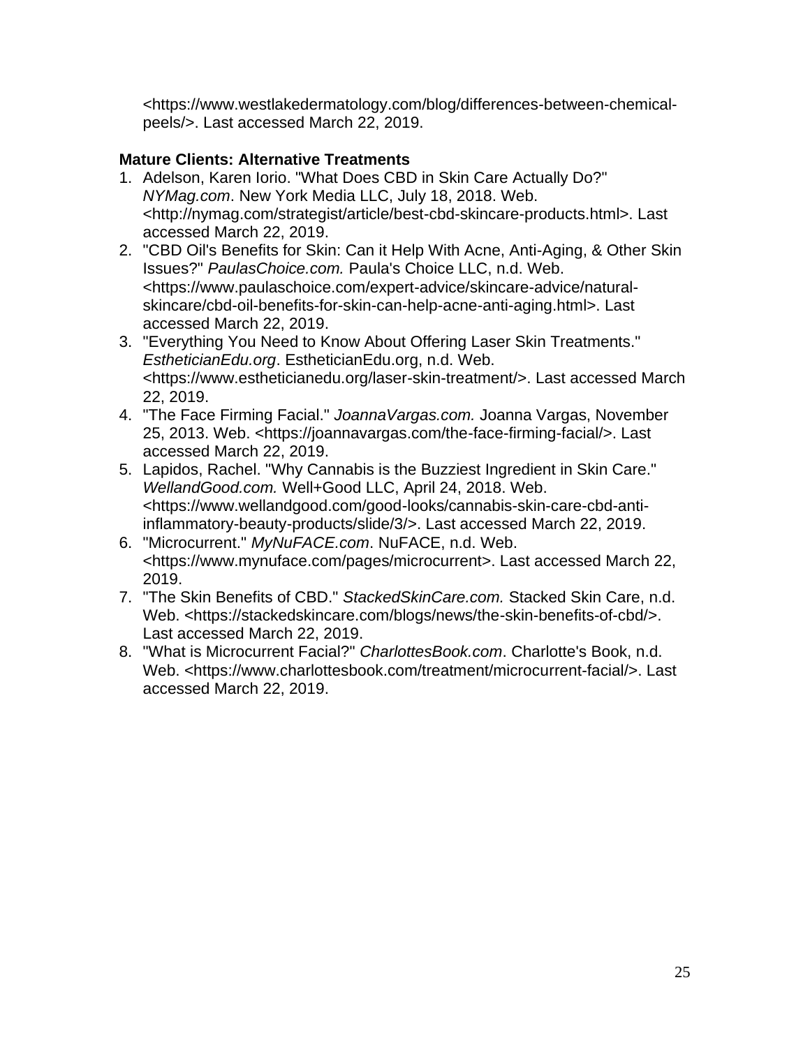<https://www.westlakedermatology.com/blog/differences-between-chemical-peels/>. Last accessed March 22, 2019.

**Mature Clients: Alternative Treatments**

1. Adelson, Karen Iorio. "What Does CBD in Skin Care Actually Do?" *NYMag.com*. New York Media LLC, July 18, 2018. Web. <http://nymag.com/strategist/article/best-cbd-skincare-products.html>. Last accessed March 22, 2019.
2. "CBD Oil's Benefits for Skin: Can it Help With Acne, Anti-Aging, & Other Skin Issues?" *PaulasChoice.com.* Paula's Choice LLC, n.d. Web. <https://www.paulaschoice.com/expert-advice/skincare-advice/natural-skincare/cbd-oil-benefits-for-skin-can-help-acne-anti-aging.html>. Last accessed March 22, 2019.
3. "Everything You Need to Know About Offering Laser Skin Treatments." *EstheticianEdu.org*. EstheticianEdu.org, n.d. Web. <https://www.estheticianedu.org/laser-skin-treatment/>. Last accessed March 22, 2019.
4. "The Face Firming Facial." *JoannaVargas.com.* Joanna Vargas, November 25, 2013. Web. <https://joannavargas.com/the-face-firming-facial/>. Last accessed March 22, 2019.
5. Lapidos, Rachel. "Why Cannabis is the Buzziest Ingredient in Skin Care." *WellandGood.com.* Well+Good LLC, April 24, 2018. Web. <https://www.wellandgood.com/good-looks/cannabis-skin-care-cbd-anti-inflammatory-beauty-products/slide/3/>. Last accessed March 22, 2019.
6. "Microcurrent." *MyNuFACE.com*. NuFACE, n.d. Web. <https://www.mynuface.com/pages/microcurrent>. Last accessed March 22, 2019.
7. "The Skin Benefits of CBD." *StackedSkinCare.com.* Stacked Skin Care, n.d. Web. <https://stackedskincare.com/blogs/news/the-skin-benefits-of-cbd/>. Last accessed March 22, 2019.
8. "What is Microcurrent Facial?" *CharlottesBook.com*. Charlotte's Book, n.d. Web. <https://www.charlottesbook.com/treatment/microcurrent-facial/>. Last accessed March 22, 2019.